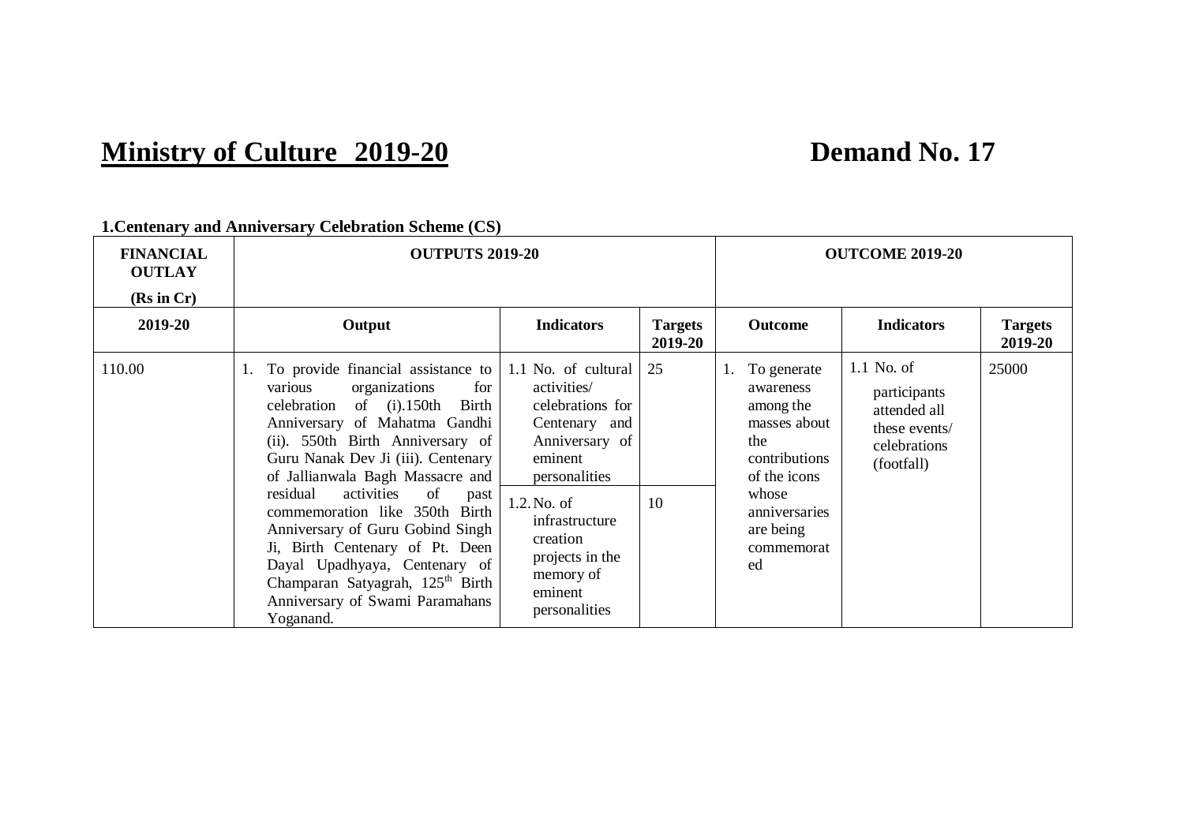# Ministry of Culture 2019-20 — Demand No. 17

**1.Centenary and Anniversary Celebration Scheme (CS)**

| FINANCIAL OUTLAY (Rs in Cr) | OUTPUTS 2019-20 | | | OUTCOME 2019-20 | | |
|---|---|---|---|---|---|---|
| **2019-20** | **Output** | **Indicators** | **Targets 2019-20** | **Outcome** | **Indicators** | **Targets 2019-20** |
| 110.00 | 1. To provide financial assistance to various organizations for celebration of (i).150th Birth Anniversary of Mahatma Gandhi (ii). 550th Birth Anniversary of Guru Nanak Dev Ji (iii). Centenary of Jallianwala Bagh Massacre and residual activities of past commemoration like 350th Birth Anniversary of Guru Gobind Singh Ji, Birth Centenary of Pt. Deen Dayal Upadhyaya, Centenary of Champaran Satyagrah, 125th Birth Anniversary of Swami Paramahans Yoganand. | 1.1 No. of cultural activities/ celebrations for Centenary and Anniversary of eminent personalities | 25 | 1. To generate awareness among the masses about the contributions of the icons whose anniversaries are being commemorated | 1.1 No. of participants attended all these events/ celebrations (footfall) | 25000 |
| | | 1.2. No. of infrastructure creation projects in the memory of eminent personalities | 10 | | | |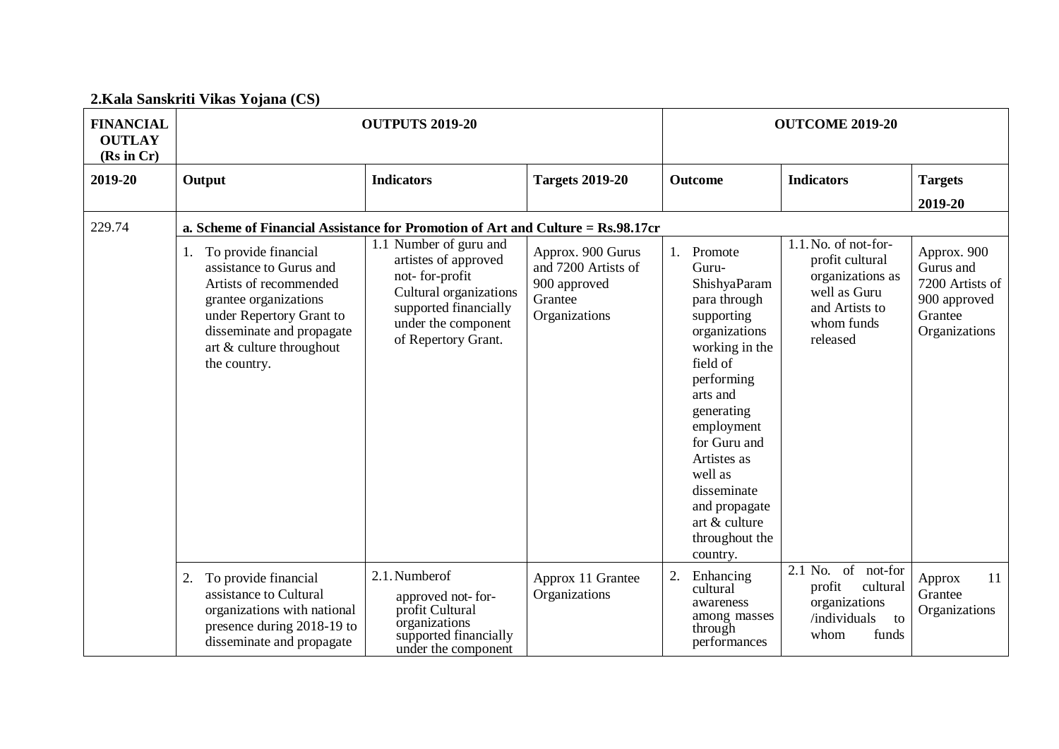## 2.Kala Sanskriti Vikas Yojana (CS)

| FINANCIAL OUTLAY (Rs in Cr) | OUTPUTS 2019-20 | | | OUTCOME 2019-20 | | |
|---|---|---|---|---|---|---|
| **2019-20** | **Output** | **Indicators** | **Targets 2019-20** | **Outcome** | **Indicators** | **Targets 2019-20** |
| 229.74 | **a. Scheme of Financial Assistance for Promotion of Art and Culture = Rs.98.17cr** | | | | | |
| | 1. To provide financial assistance to Gurus and Artists of recommended grantee organizations under Repertory Grant to disseminate and propagate art & culture throughout the country. | 1.1 Number of guru and artistes of approved not- for-profit Cultural organizations supported financially under the component of Repertory Grant. | Approx. 900 Gurus and 7200 Artists of 900 approved Grantee Organizations | 1. Promote Guru-ShishyaParampara through supporting organizations working in the field of performing arts and generating employment for Guru and Artistes as well as disseminate and propagate art & culture throughout the country. | 1.1. No. of not-for-profit cultural organizations as well as Guru and Artists to whom funds released | Approx. 900 Gurus and 7200 Artists of 900 approved Grantee Organizations |
| | 2. To provide financial assistance to Cultural organizations with national presence during 2018-19 to disseminate and propagate | 2.1. Numberof approved not- for-profit Cultural organizations supported financially under the component | Approx 11 Grantee Organizations | 2. Enhancing cultural awareness among masses through performances | 2.1 No. of not-for profit cultural organizations /individuals to whom funds | Approx 11 Grantee Organizations |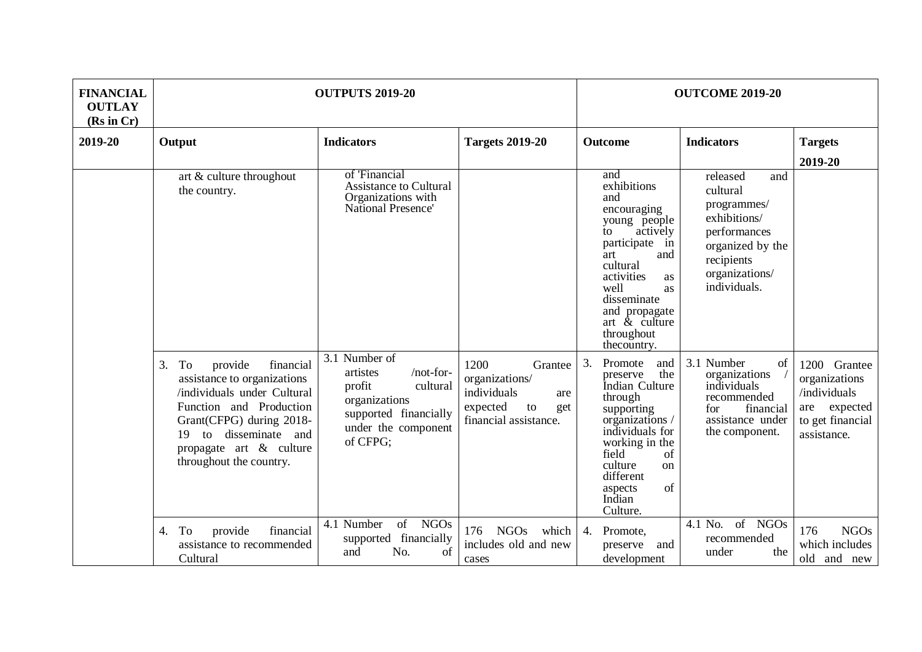| FINANCIAL OUTLAY (Rs in Cr) | OUTPUTS 2019-20 | | | OUTCOME 2019-20 | | |
|---|---|---|---|---|---|---|
| 2019-20 | Output | Indicators | Targets 2019-20 | Outcome | Indicators | Targets 2019-20 |
| | art & culture throughout the country. | of 'Financial Assistance to Cultural Organizations with National Presence' | | and exhibitions and encouraging young people to actively participate in art and cultural activities as well as disseminate and propagate art & culture throughout thecountry. | released and cultural programmes/ exhibitions/ performances organized by the recipients organizations/ individuals. | |
| | 3. To provide financial assistance to organizations /individuals under Cultural Function and Production Grant(CFPG) during 2018-19 to disseminate and propagate art & culture throughout the country. | 3.1 Number of artistes /not-for-profit cultural organizations supported financially under the component of CFPG; | 1200 Grantee organizations/ individuals are expected to get financial assistance. | 3. Promote and preserve the Indian Culture through supporting organizations / individuals for working in the field of culture on different aspects of Indian Culture. | 3.1 Number of organizations / individuals recommended for financial assistance under the component. | 1200 Grantee organizations /individuals are expected to get financial assistance. |
| | 4. To provide financial assistance to recommended Cultural | 4.1 Number of NGOs supported financially and No. of | 176 NGOs which includes old and new cases | 4. Promote, preserve and development | 4.1 No. of NGOs recommended under the | 176 NGOs which includes old and new |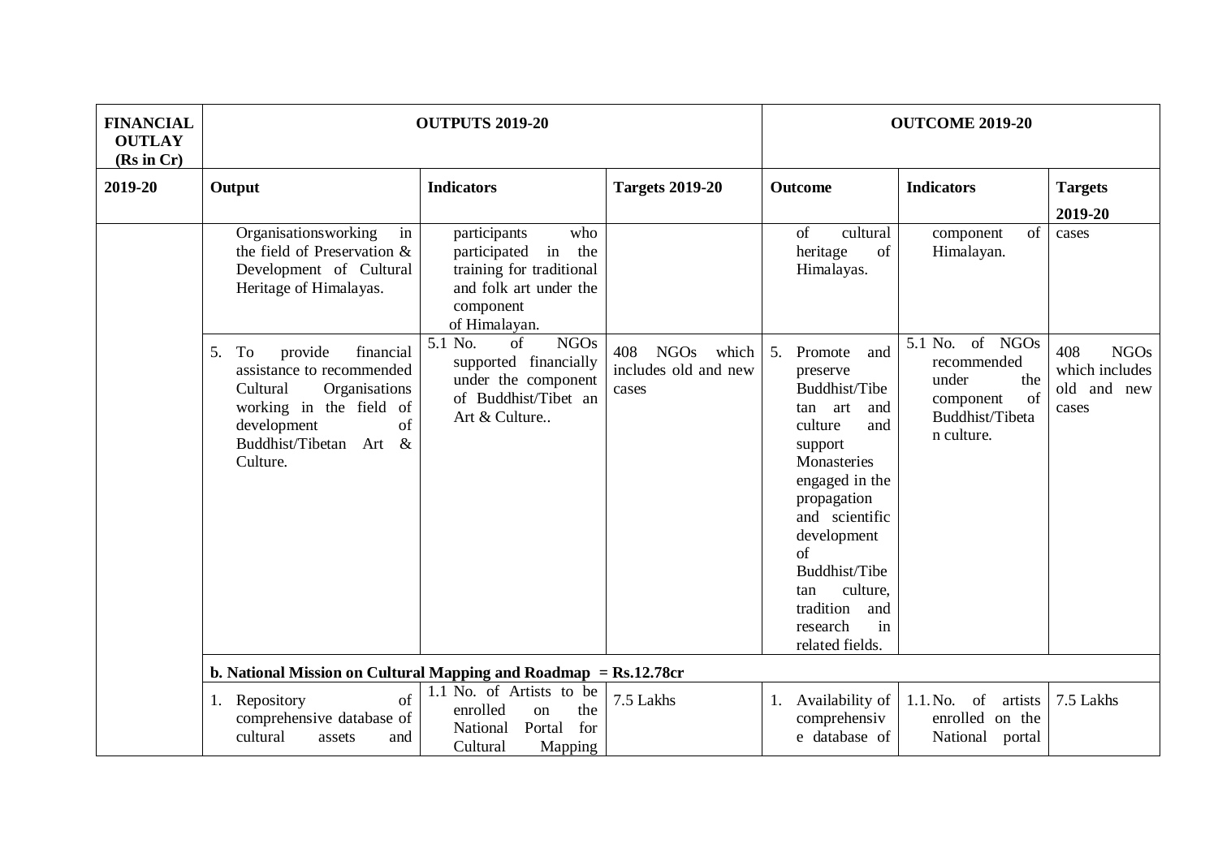| FINANCIAL OUTLAY (Rs in Cr) | OUTPUTS 2019-20 | | | OUTCOME 2019-20 | | |
|---|---|---|---|---|---|---|
| 2019-20 | Output | Indicators | Targets 2019-20 | Outcome | Indicators | Targets 2019-20 |
| | Organisationsworking in the field of Preservation & Development of Cultural Heritage of Himalayas. | participants who participated in the training for traditional and folk art under the component of Himalayan. | | of cultural heritage of Himalayas. | component of Himalayan. | cases |
| | 5. To provide financial assistance to recommended Cultural Organisations working in the field of development of Buddhist/Tibetan Art & Culture. | 5.1 No. of NGOs supported financially under the component of Buddhist/Tibet an Art & Culture.. | 408 NGOs which includes old and new cases | 5. Promote and preserve Buddhist/Tibetan art and culture and support Monasteries engaged in the propagation and scientific development of Buddhist/Tibetan culture, tradition and research in related fields. | 5.1 No. of NGOs recommended under the component of Buddhist/Tibetan culture. | 408 NGOs which includes old and new cases |
| | **b. National Mission on Cultural Mapping and Roadmap = Rs.12.78cr** | | | | | |
| | 1. Repository of comprehensive database of cultural assets and | 1.1 No. of Artists to be enrolled on the National Portal for Cultural Mapping | 7.5 Lakhs | 1. Availability of comprehensive database of | 1.1. No. of artists enrolled on the National portal | 7.5 Lakhs |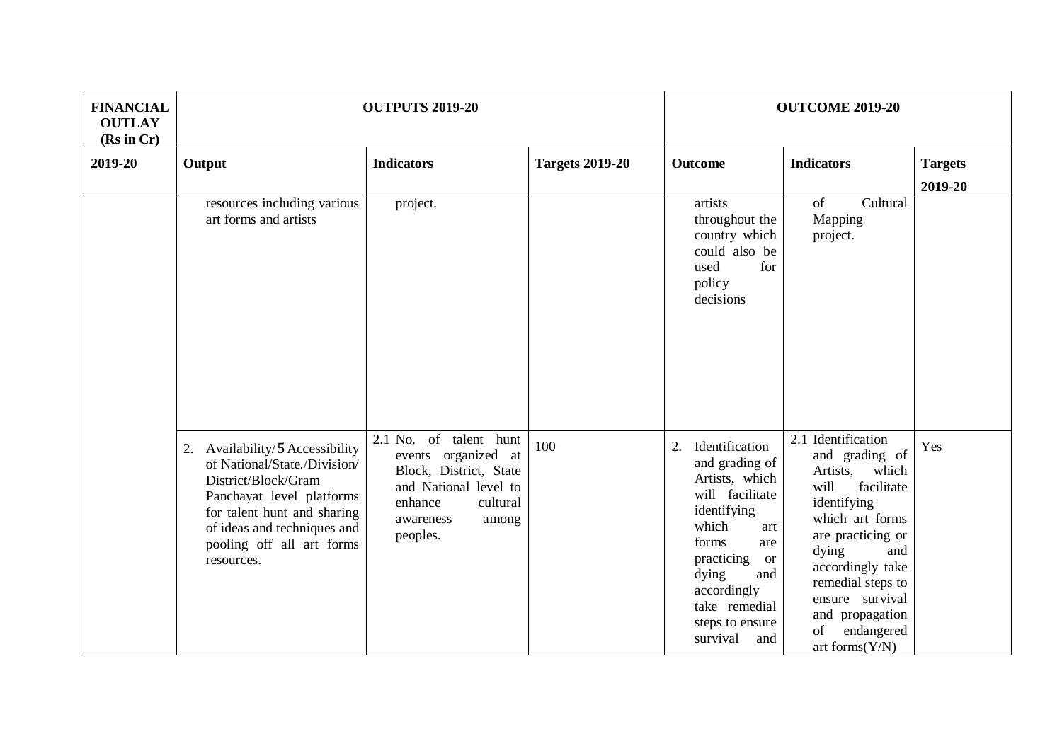| FINANCIAL OUTLAY (Rs in Cr) | OUTPUTS 2019-20 | | | OUTCOME 2019-20 | | |
|---|---|---|---|---|---|---|
| 2019-20 | Output | Indicators | Targets 2019-20 | Outcome | Indicators | Targets 2019-20 |
| | resources including various art forms and artists | project. | | artists throughout the country which could also be used for policy decisions | of Cultural Mapping project. | |
| | 2. Availability/5 Accessibility of National/State./Division/ District/Block/Gram Panchayat level platforms for talent hunt and sharing of ideas and techniques and pooling off all art forms resources. | 2.1 No. of talent hunt events organized at Block, District, State and National level to enhance cultural awareness among peoples. | 100 | 2. Identification and grading of Artists, which will facilitate identifying which art forms are practicing or dying and accordingly take remedial steps to ensure survival and | 2.1 Identification and grading of Artists, which will facilitate identifying which art forms are practicing or dying and accordingly take remedial steps to ensure survival and propagation of endangered art forms(Y/N) | Yes |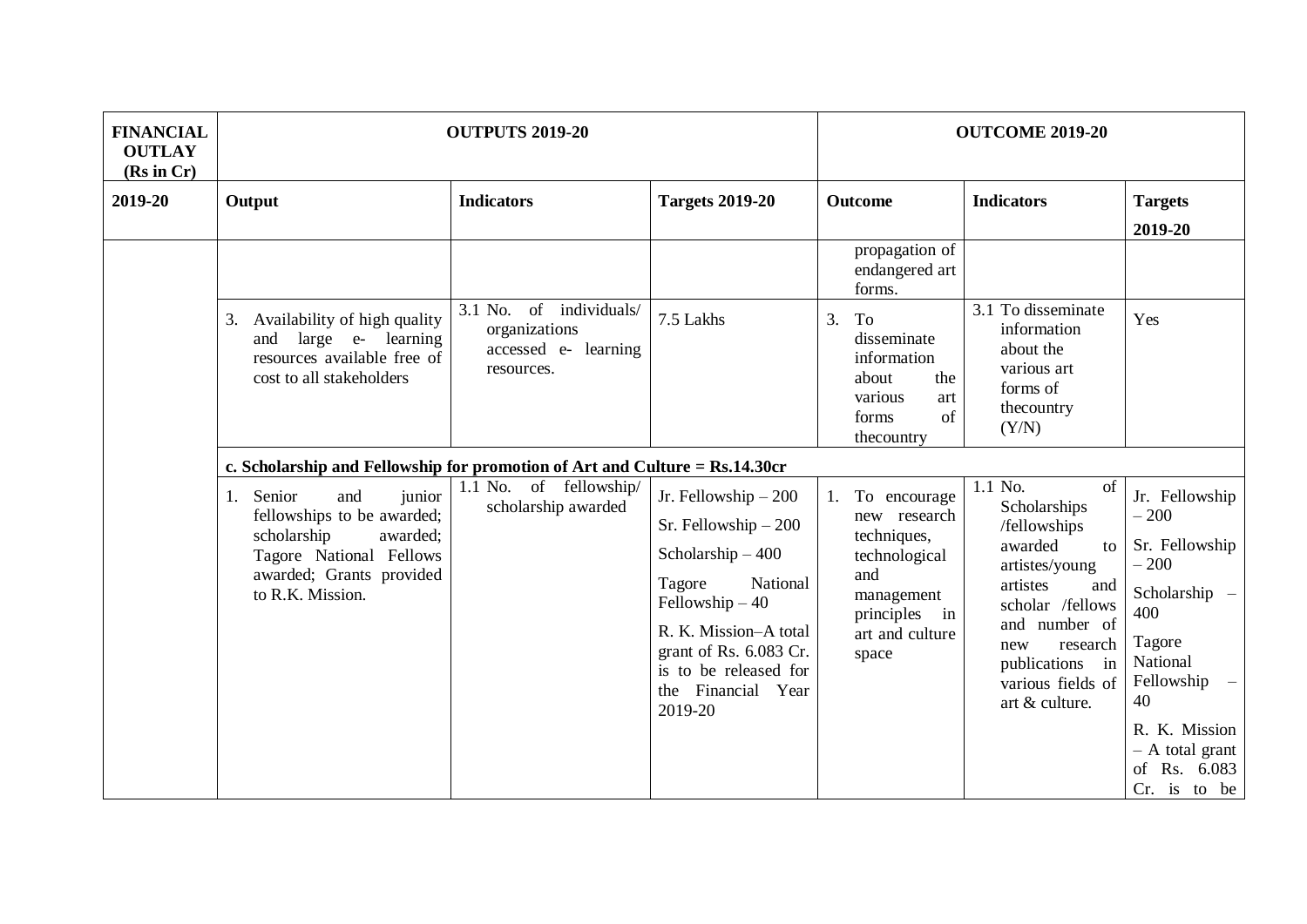| FINANCIAL OUTLAY (Rs in Cr) | OUTPUTS 2019-20 | | | OUTCOME 2019-20 | | |
|---|---|---|---|---|---|---|
| 2019-20 | Output | Indicators | Targets 2019-20 | Outcome | Indicators | Targets 2019-20 |
| | | | | propagation of endangered art forms. | | |
| | 3. Availability of high quality and large e- learning resources available free of cost to all stakeholders | 3.1 No. of individuals/ organizations accessed e- learning resources. | 7.5 Lakhs | 3. To disseminate information about the various art forms of thecountry | 3.1 To disseminate information about the various art forms of thecountry (Y/N) | Yes |
| | **c. Scholarship and Fellowship for promotion of Art and Culture = Rs.14.30cr** | | | | | |
| | 1. Senior and junior fellowships to be awarded; scholarship awarded; Tagore National Fellows awarded; Grants provided to R.K. Mission. | 1.1 No. of fellowship/ scholarship awarded | Jr. Fellowship – 200<br>Sr. Fellowship – 200<br>Scholarship – 400<br>Tagore National Fellowship – 40<br>R. K. Mission–A total grant of Rs. 6.083 Cr. is to be released for the Financial Year 2019-20 | 1. To encourage new research techniques, technological and management principles in art and culture space | 1.1 No. of Scholarships /fellowships awarded to artistes/young artistes and scholar /fellows and number of new research publications in various fields of art & culture. | Jr. Fellowship – 200<br>Sr. Fellowship – 200<br>Scholarship – 400<br>Tagore National Fellowship – 40<br>R. K. Mission – A total grant of Rs. 6.083 Cr. is to be |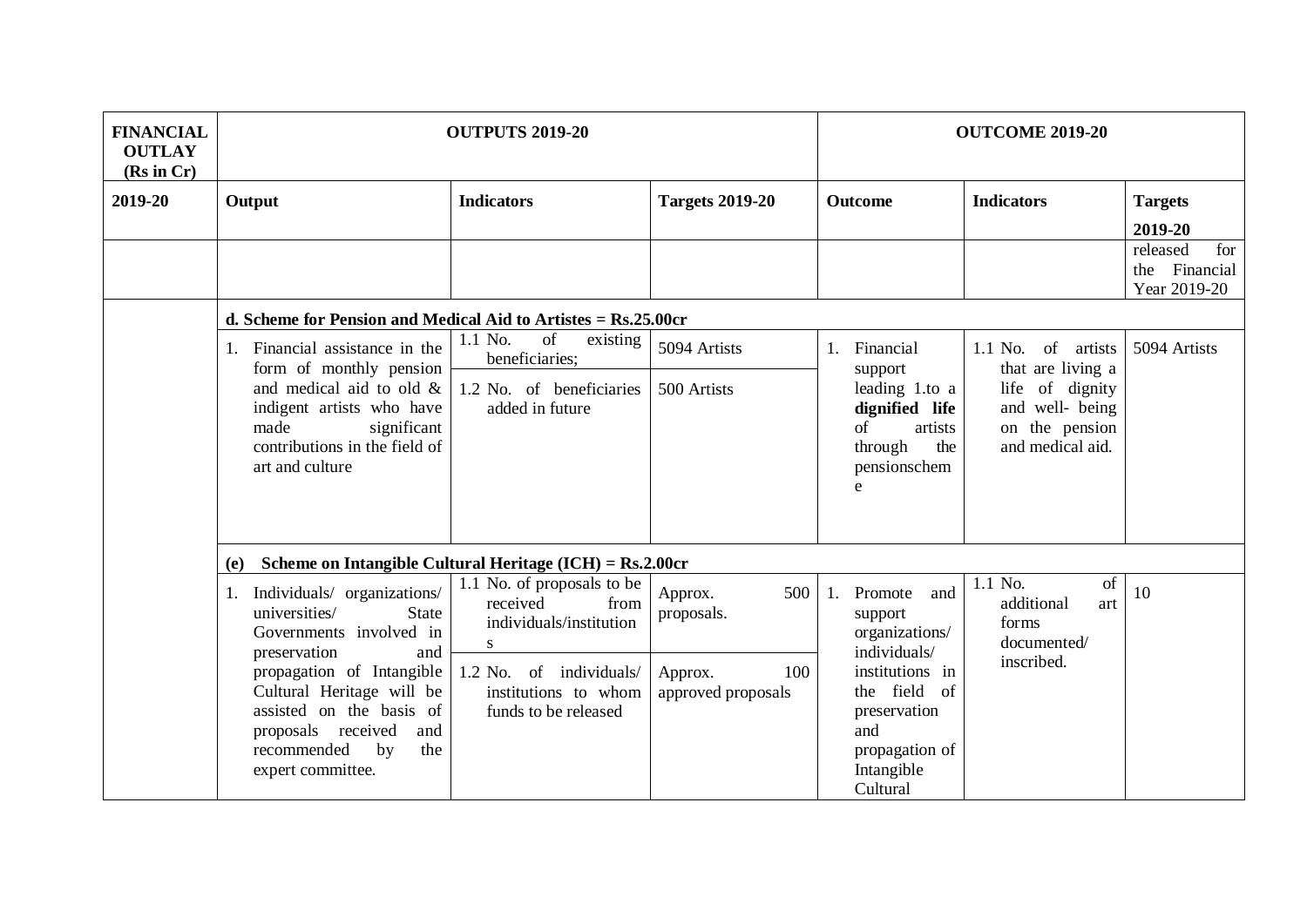| FINANCIAL OUTLAY (Rs in Cr) | OUTPUTS 2019-20 | | | OUTCOME 2019-20 | | |
|---|---|---|---|---|---|---|
| 2019-20 | Output | Indicators | Targets 2019-20 | Outcome | Indicators | Targets 2019-20 |
| | | | | | | released for the Financial Year 2019-20 |
| | **d. Scheme for Pension and Medical Aid to Artistes = Rs.25.00cr** | | | | | |
| | 1. Financial assistance in the form of monthly pension and medical aid to old & indigent artists who have made significant contributions in the field of art and culture | 1.1 No. of existing beneficiaries; | 5094 Artists | 1. Financial support leading 1.to a **dignified life** of artists through the pensionscheme | 1.1 No. of artists that are living a life of dignity and well- being on the pension and medical aid. | 5094 Artists |
| | | 1.2 No. of beneficiaries added in future | 500 Artists | | | |
| | **(e) Scheme on Intangible Cultural Heritage (ICH) = Rs.2.00cr** | | | | | |
| | 1. Individuals/ organizations/ universities/ State Governments involved in preservation and propagation of Intangible Cultural Heritage will be assisted on the basis of proposals received and recommended by the expert committee. | 1.1 No. of proposals to be received from individuals/institutions | Approx. 500 proposals. | 1. Promote and support organizations/ individuals/ institutions in the field of preservation and propagation of Intangible Cultural | 1.1 No. of additional art forms documented/ inscribed. | 10 |
| | | 1.2 No. of individuals/ institutions to whom funds to be released | Approx. 100 approved proposals | | | |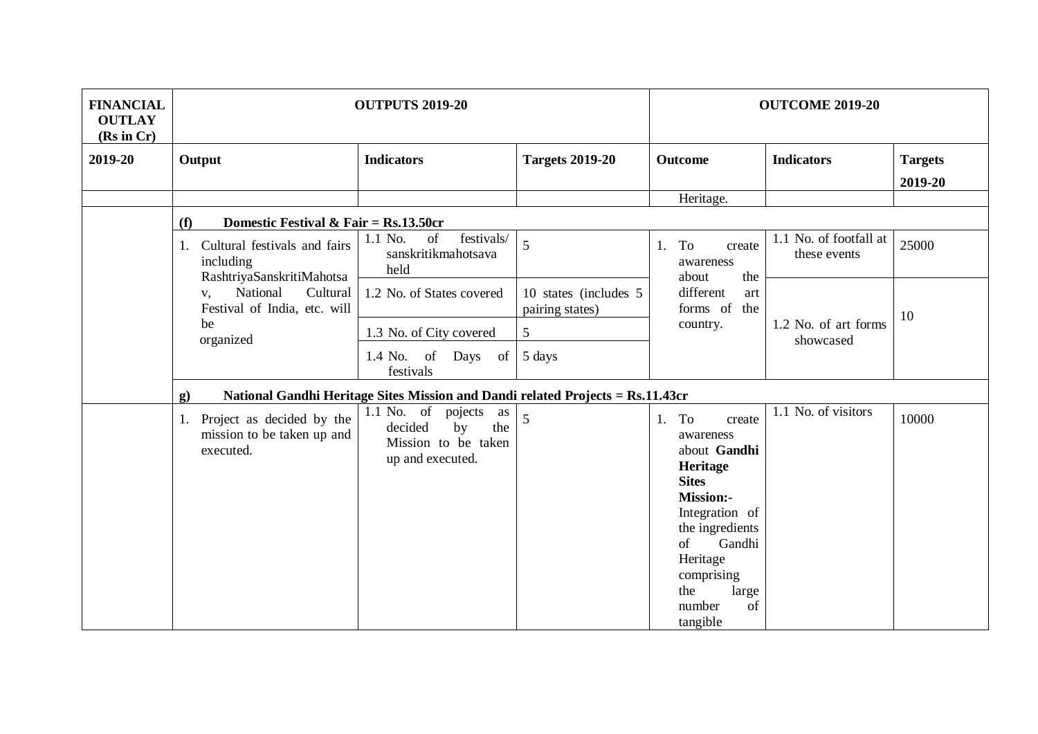| FINANCIAL OUTLAY (Rs in Cr) | OUTPUTS 2019-20 | | | OUTCOME 2019-20 | | |
|---|---|---|---|---|---|---|
| 2019-20 | Output | Indicators | Targets 2019-20 | Outcome | Indicators | Targets 2019-20 |
| | | | | Heritage. | | |
| | **(f) Domestic Festival & Fair = Rs.13.50cr** | | | | | |
| | 1. Cultural festivals and fairs including RashtriyaSanskritiMahotsav, National Cultural Festival of India, etc. will be organized | 1.1 No. of festivals/ sanskritikmahotsava held | 5 | 1. To create awareness about the different art forms of the country. | 1.1 No. of footfall at these events | 25000 |
| | | 1.2 No. of States covered | 10 states (includes 5 pairing states) | | 1.2 No. of art forms showcased | 10 |
| | | 1.3 No. of City covered | 5 | | | |
| | | 1.4 No. of Days of festivals | 5 days | | | |
| | **g) National Gandhi Heritage Sites Mission and Dandi related Projects = Rs.11.43cr** | | | | | |
| | 1. Project as decided by the mission to be taken up and executed. | 1.1 No. of pojects as decided by the Mission to be taken up and executed. | 5 | 1. To create awareness about **Gandhi Heritage Sites Mission:-** Integration of the ingredients of Gandhi Heritage comprising the large number of tangible | 1.1 No. of visitors | 10000 |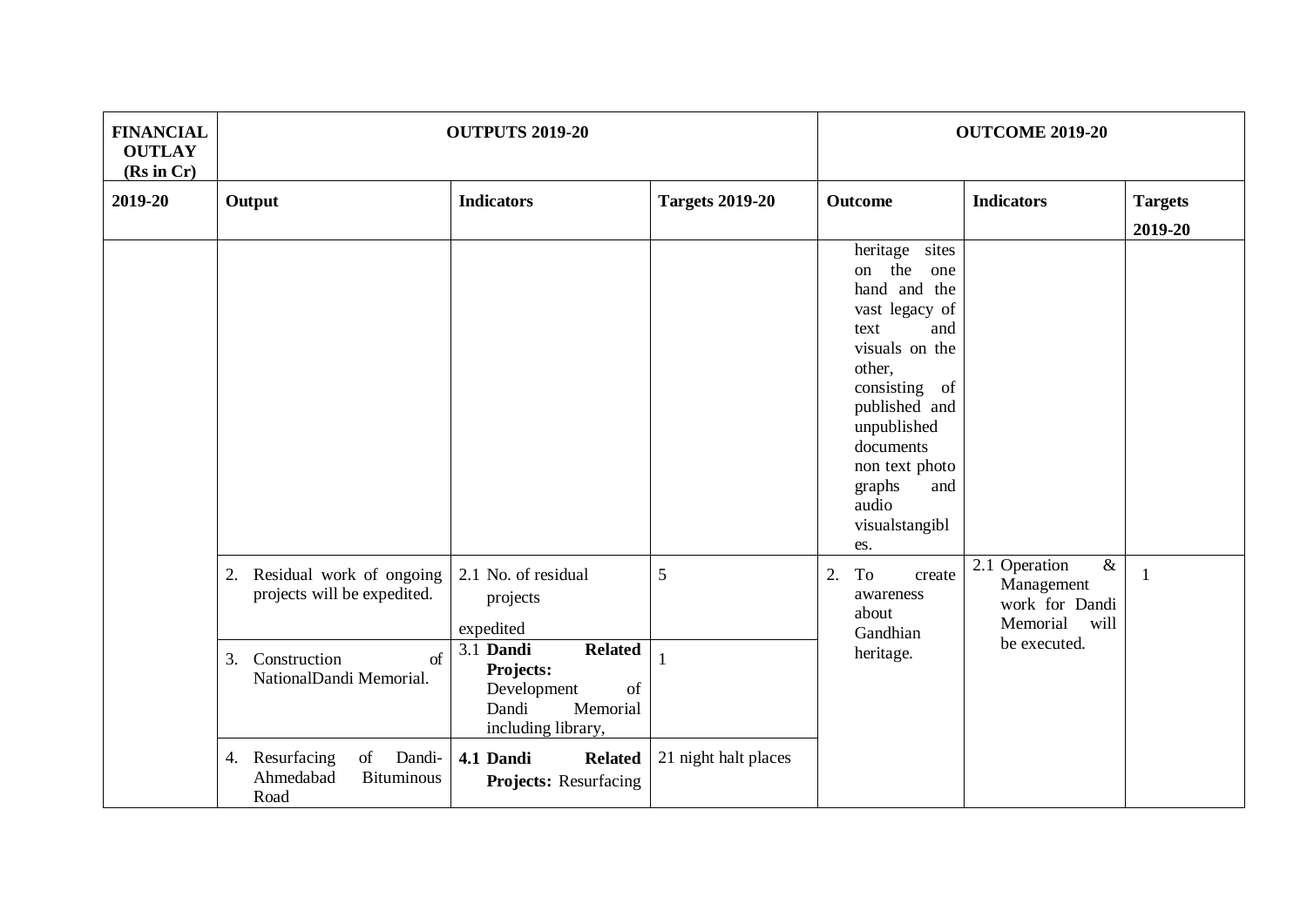| FINANCIAL OUTLAY (Rs in Cr) | OUTPUTS 2019-20 | | | OUTCOME 2019-20 | | |
|---|---|---|---|---|---|---|
| 2019-20 | Output | Indicators | Targets 2019-20 | Outcome | Indicators | Targets 2019-20 |
| | | | | heritage sites on the one hand and the vast legacy of text and visuals on the other, consisting of published and unpublished documents non text photo graphs and audio visualstangibles. | | |
| | 2. Residual work of ongoing projects will be expedited. | 2.1 No. of residual projects expedited | 5 | 2. To create awareness about Gandhian heritage. | 2.1 Operation & Management work for Dandi Memorial will be executed. | 1 |
| | 3. Construction of NationalDandi Memorial. | 3.1 **Dandi Related Projects:** Development of Dandi Memorial including library, | 1 | | | |
| | 4. Resurfacing of Dandi-Ahmedabad Bituminous Road | **4.1 Dandi Related Projects:** Resurfacing | 21 night halt places | | | |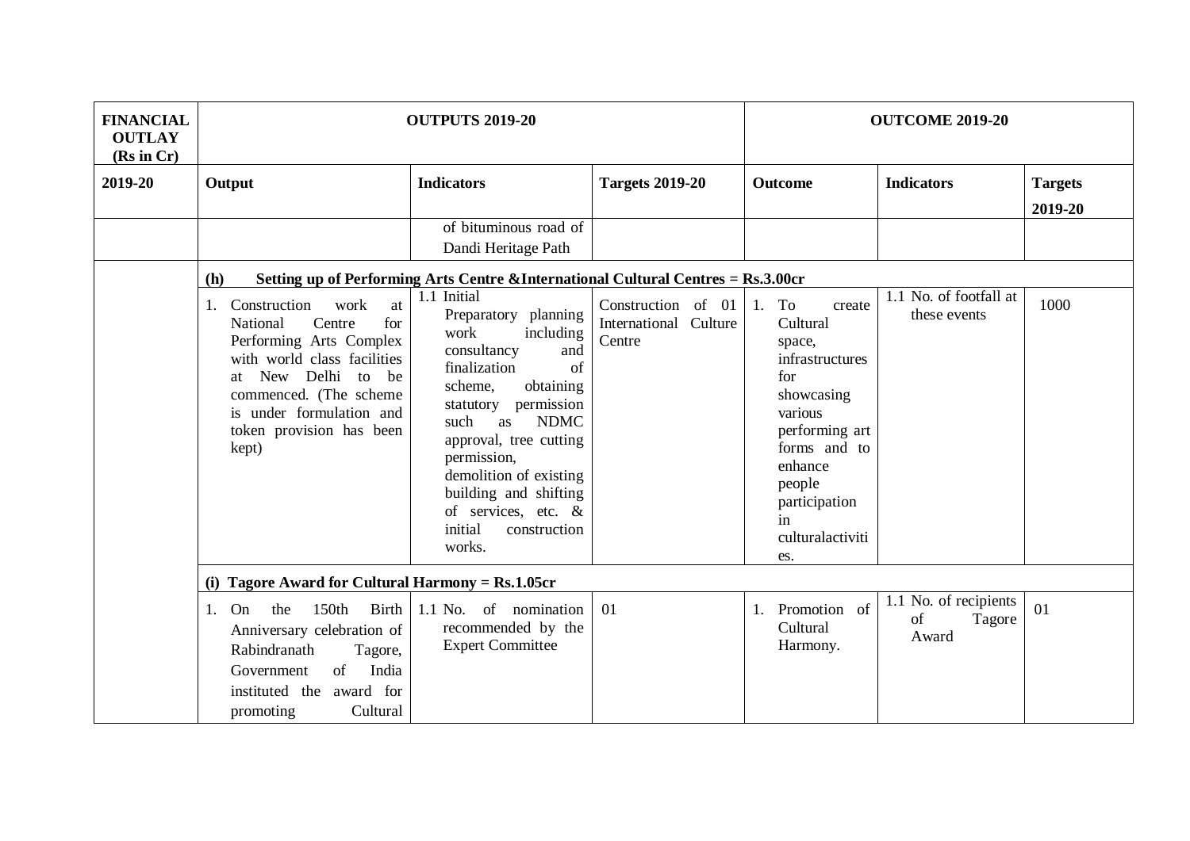| FINANCIAL OUTLAY (Rs in Cr) | OUTPUTS 2019-20 | | | OUTCOME 2019-20 | | |
|---|---|---|---|---|---|---|
| 2019-20 | Output | Indicators | Targets 2019-20 | Outcome | Indicators | Targets 2019-20 |
| | | of bituminous road of Dandi Heritage Path | | | | |
| | **(h) Setting up of Performing Arts Centre &International Cultural Centres = Rs.3.00cr** | | | | | |
| | 1. Construction work at National Centre for Performing Arts Complex with world class facilities at New Delhi to be commenced. (The scheme is under formulation and token provision has been kept) | 1.1 Initial Preparatory planning work including consultancy and finalization of scheme, obtaining statutory permission such as NDMC approval, tree cutting permission, demolition of existing building and shifting of services, etc. & initial construction works. | Construction of 01 International Culture Centre | 1. To create Cultural space, infrastructures for showcasing various performing art forms and to enhance people participation in culturalactivities. | 1.1 No. of footfall at these events | 1000 |
| | **(i) Tagore Award for Cultural Harmony = Rs.1.05cr** | | | | | |
| | 1. On the 150th Birth Anniversary celebration of Rabindranath Tagore, Government of India instituted the award for promoting Cultural | 1.1 No. of nomination recommended by the Expert Committee | 01 | 1. Promotion of Cultural Harmony. | 1.1 No. of recipients of Tagore Award | 01 |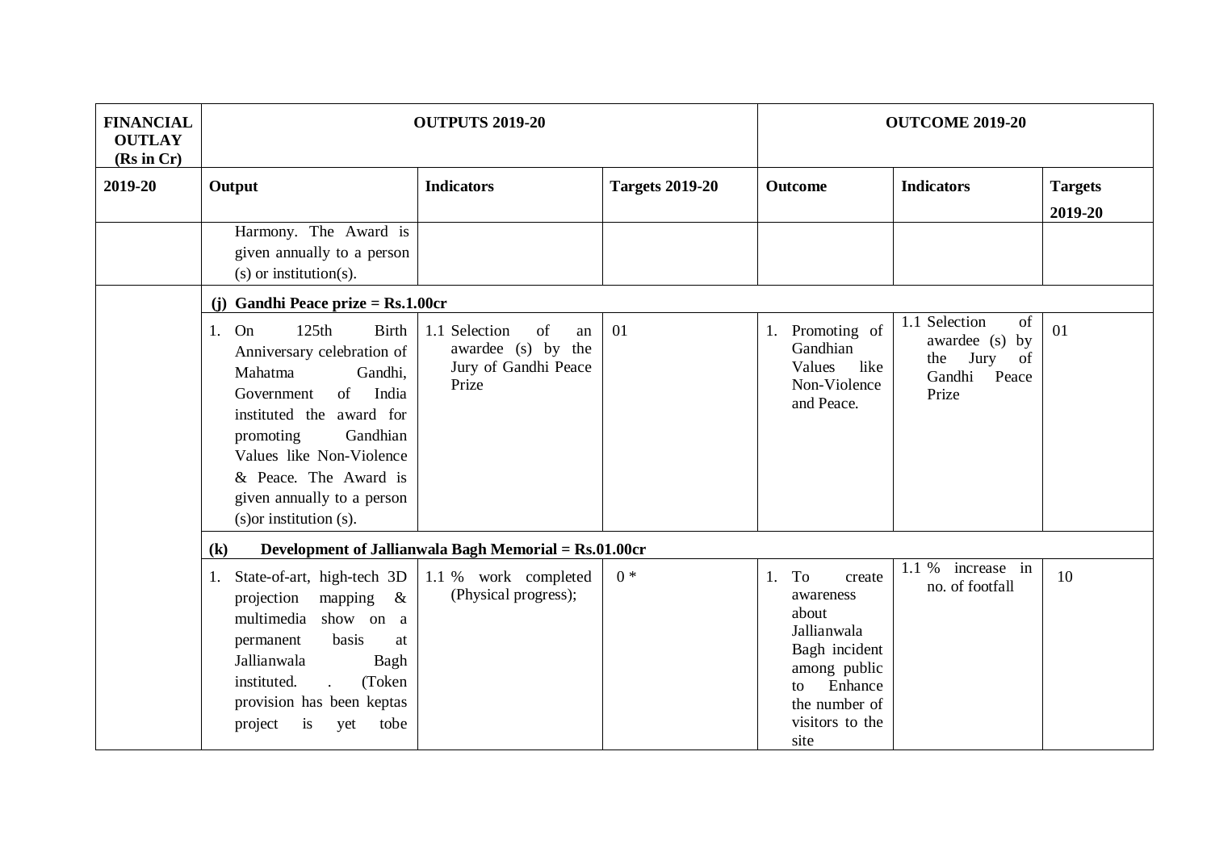| FINANCIAL OUTLAY (Rs in Cr) | OUTPUTS 2019-20 | | | OUTCOME 2019-20 | | |
|---|---|---|---|---|---|---|
| 2019-20 | Output | Indicators | Targets 2019-20 | Outcome | Indicators | Targets 2019-20 |
| | Harmony. The Award is given annually to a person (s) or institution(s). | | | | | |
| | **(j) Gandhi Peace prize = Rs.1.00cr** | | | | | |
| | 1. On 125th Birth Anniversary celebration of Mahatma Gandhi, Government of India instituted the award for promoting Gandhian Values like Non-Violence & Peace. The Award is given annually to a person (s)or institution (s). | 1.1 Selection of an awardee (s) by the Jury of Gandhi Peace Prize | 01 | 1. Promoting of Gandhian Values like Non-Violence and Peace. | 1.1 Selection of awardee (s) by the Jury of Gandhi Peace Prize | 01 |
| | **(k) Development of Jallianwala Bagh Memorial = Rs.01.00cr** | | | | | |
| | 1. State-of-art, high-tech 3D projection mapping & multimedia show on a permanent basis at Jallianwala Bagh instituted. . (Token provision has been keptas project is yet tobe | 1.1 % work completed (Physical progress); | 0 * | 1. To create awareness about Jallianwala Bagh incident among public to Enhance the number of visitors to the site | 1.1 % increase in no. of footfall | 10 |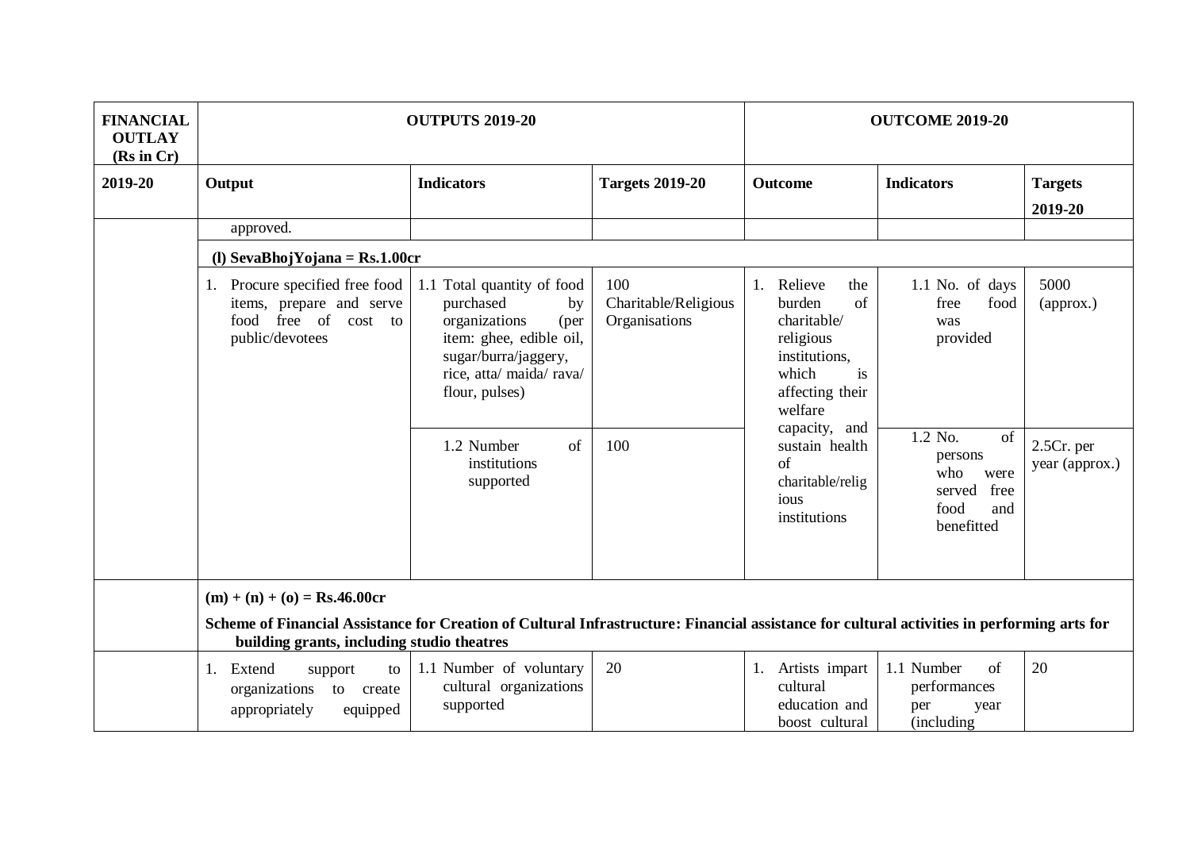| FINANCIAL OUTLAY (Rs in Cr) | OUTPUTS 2019-20 | | | OUTCOME 2019-20 | | |
|---|---|---|---|---|---|---|
| 2019-20 | Output | Indicators | Targets 2019-20 | Outcome | Indicators | Targets 2019-20 |
| | approved. | | | | | |
| | **(l) SevaBhojYojana = Rs.1.00cr** | | | | | |
| | 1. Procure specified free food items, prepare and serve food free of cost to public/devotees | 1.1 Total quantity of food purchased by organizations (per item: ghee, edible oil, sugar/burra/jaggery, rice, atta/ maida/ rava/ flour, pulses) | 100 Charitable/Religious Organisations | 1. Relieve the burden of charitable/ religious institutions, which is affecting their welfare capacity, and sustain health of charitable/religious institutions | 1.1 No. of days free food was provided | 5000 (approx.) |
| | | 1.2 Number of institutions supported | 100 | | 1.2 No. of persons who were served free food and benefitted | 2.5Cr. per year (approx.) |
| | **(m) + (n) + (o) = Rs.46.00cr** | | | | | |
| | **Scheme of Financial Assistance for Creation of Cultural Infrastructure: Financial assistance for cultural activities in performing arts for building grants, including studio theatres** | | | | | |
| | 1. Extend support to organizations to create appropriately equipped | 1.1 Number of voluntary cultural organizations supported | 20 | 1. Artists impart cultural education and boost cultural | 1.1 Number of performances per year (including | 20 |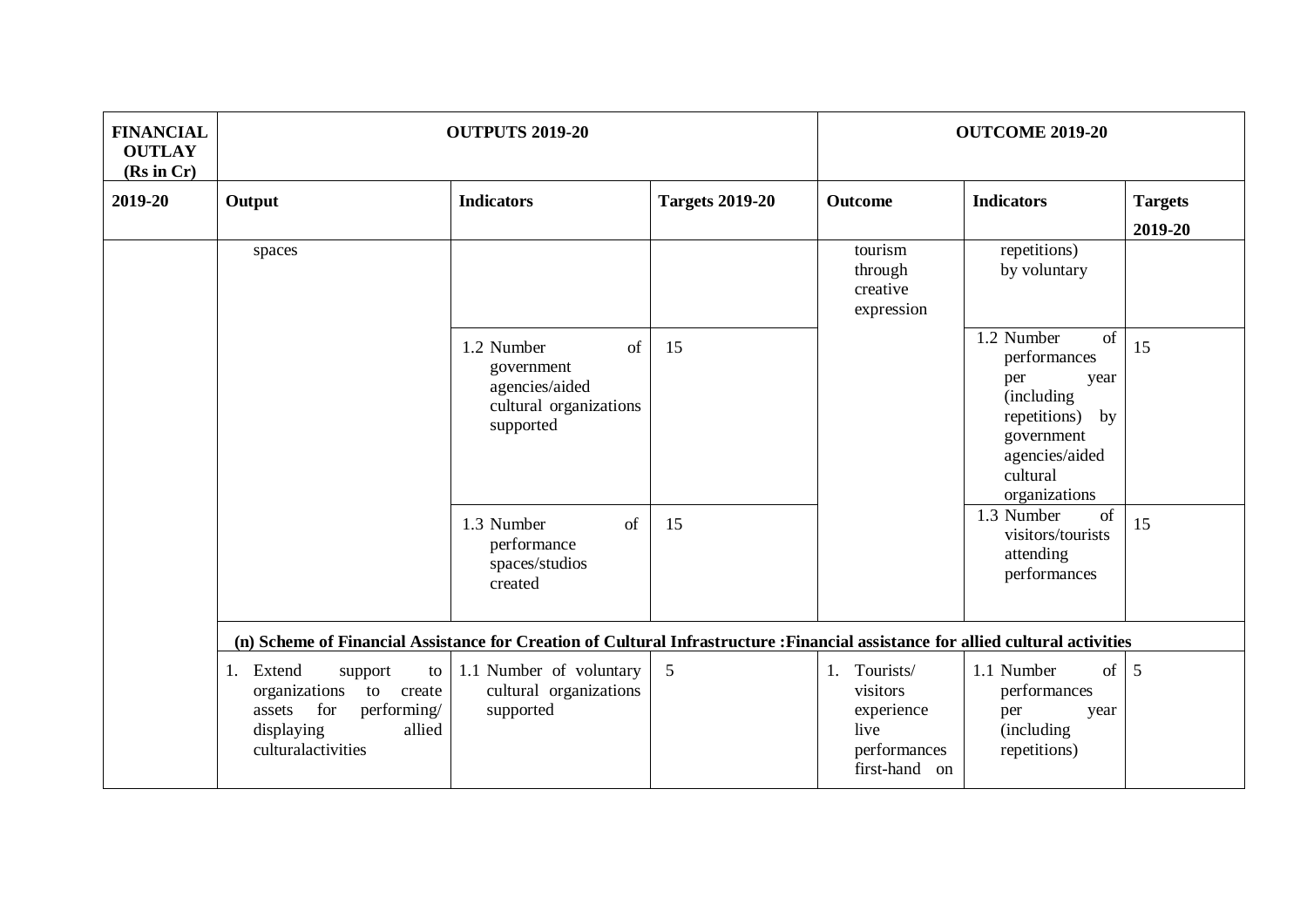| FINANCIAL OUTLAY (Rs in Cr) | OUTPUTS 2019-20 | | | OUTCOME 2019-20 | | |
|---|---|---|---|---|---|---|
| 2019-20 | Output | Indicators | Targets 2019-20 | Outcome | Indicators | Targets 2019-20 |
| | spaces | | | tourism through creative expression | repetitions) by voluntary | |
| | | 1.2 Number of government agencies/aided cultural organizations supported | 15 | | 1.2 Number of performances per year (including repetitions) by government agencies/aided cultural organizations | 15 |
| | | 1.3 Number of performance spaces/studios created | 15 | | 1.3 Number of visitors/tourists attending performances | 15 |
| | **(n) Scheme of Financial Assistance for Creation of Cultural Infrastructure :Financial assistance for allied cultural activities** | | | | | |
| | 1. Extend support to organizations to create assets for performing/ displaying allied culturalactivities | 1.1 Number of voluntary cultural organizations supported | 5 | 1. Tourists/ visitors experience live performances first-hand on | 1.1 Number of performances per year (including repetitions) | 5 |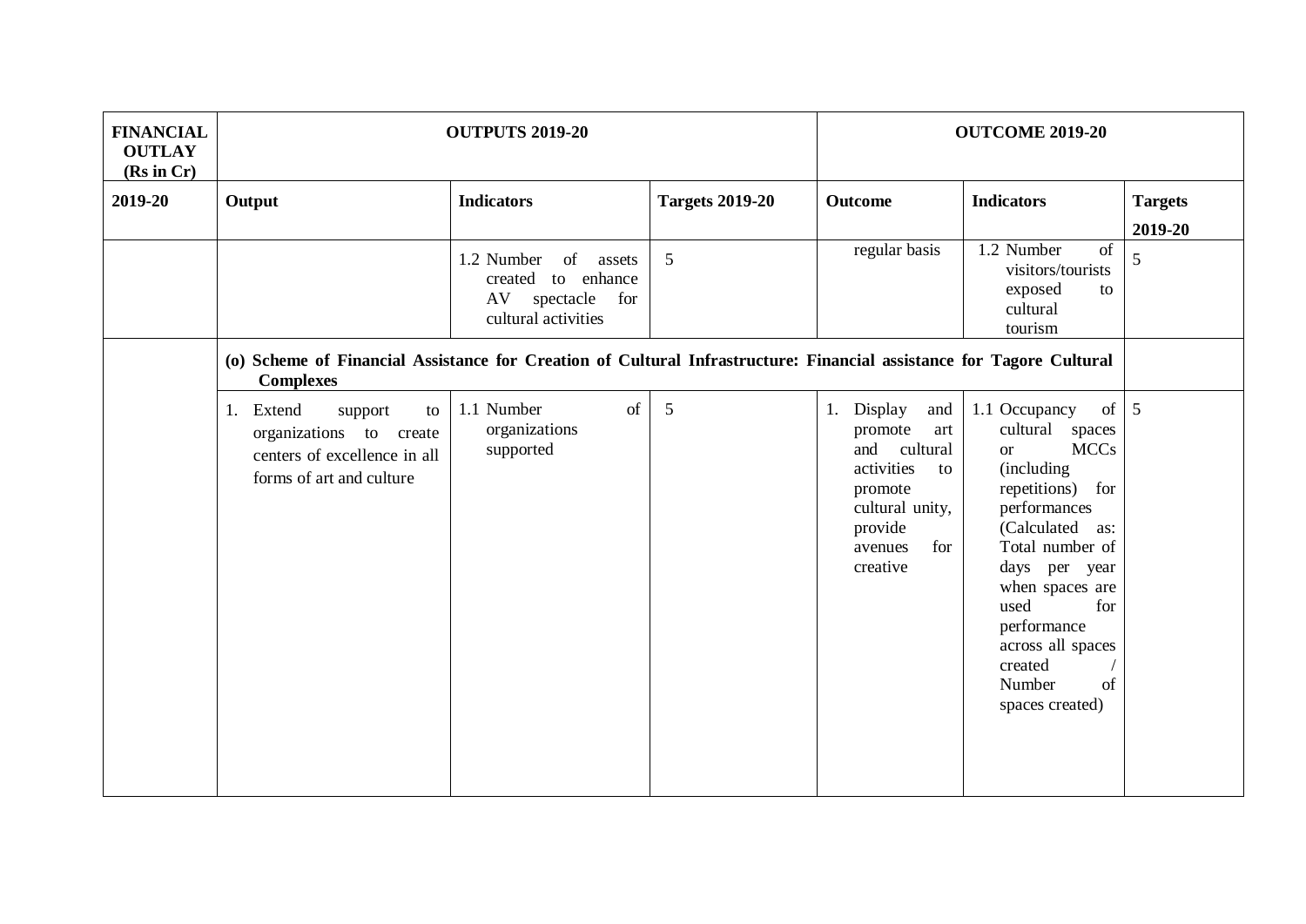| FINANCIAL OUTLAY (Rs in Cr) | OUTPUTS 2019-20 | | | OUTCOME 2019-20 | | |
|---|---|---|---|---|---|---|
| 2019-20 | Output | Indicators | Targets 2019-20 | Outcome | Indicators | Targets 2019-20 |
| | | 1.2 Number of assets created to enhance AV spectacle for cultural activities | 5 | regular basis | 1.2 Number of visitors/tourists exposed to cultural tourism | 5 |
| | **(o) Scheme of Financial Assistance for Creation of Cultural Infrastructure: Financial assistance for Tagore Cultural Complexes** | | | | | |
| | 1. Extend support to organizations to create centers of excellence in all forms of art and culture | 1.1 Number of organizations supported | 5 | 1. Display and promote art and cultural activities to promote cultural unity, provide avenues for creative | 1.1 Occupancy of cultural spaces or MCCs (including repetitions) for performances (Calculated as: Total number of days per year when spaces are used for performance across all spaces created / Number of spaces created) | 5 |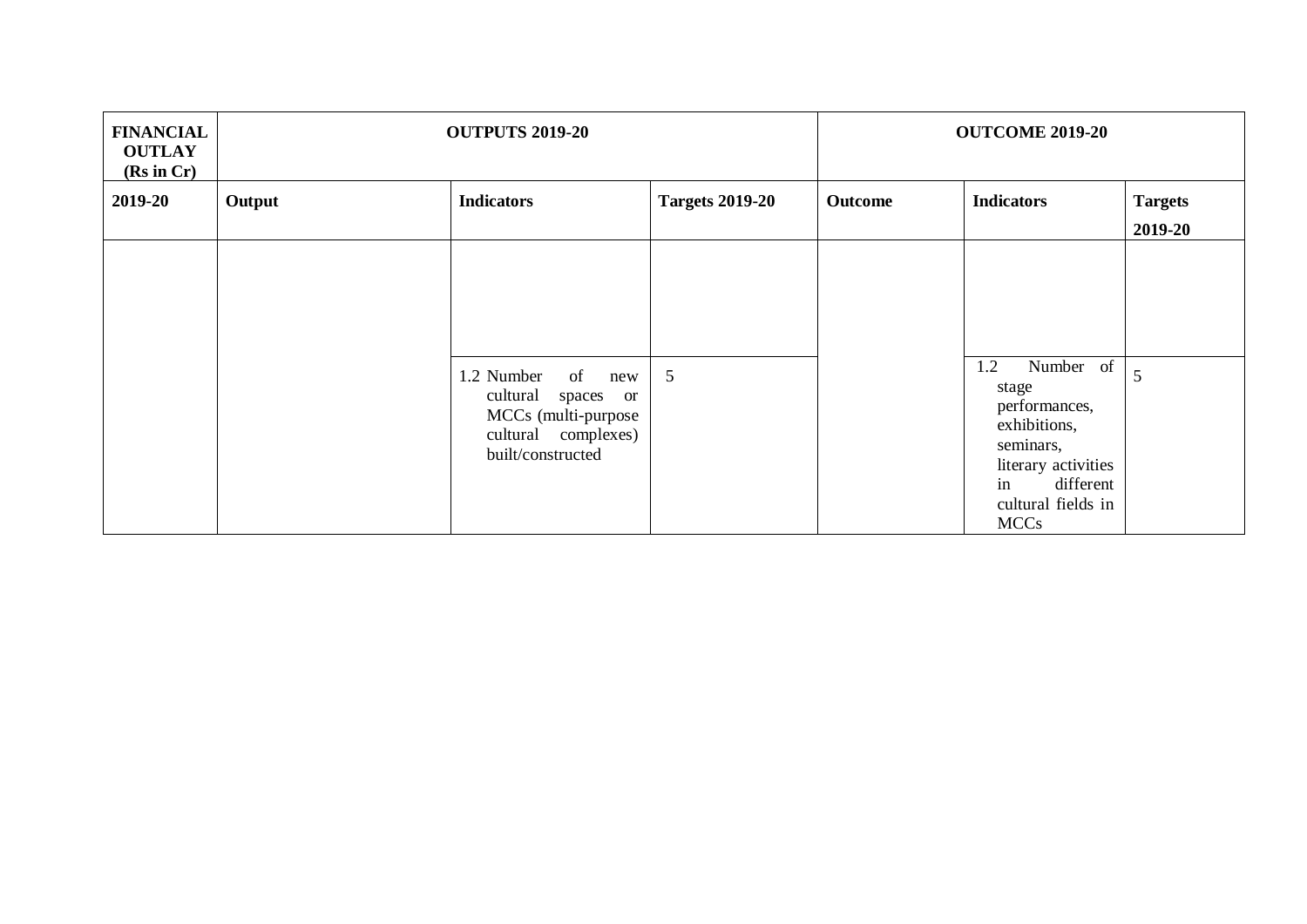| FINANCIAL OUTLAY (Rs in Cr) | OUTPUTS 2019-20 | | | OUTCOME 2019-20 | | |
|---|---|---|---|---|---|---|
| 2019-20 | Output | Indicators | Targets 2019-20 | Outcome | Indicators | Targets 2019-20 |
| | | | | | | |
| | | 1.2 Number of new cultural spaces or MCCs (multi-purpose cultural complexes) built/constructed | 5 | | 1.2 Number of stage performances, exhibitions, seminars, literary activities in different cultural fields in MCCs | 5 |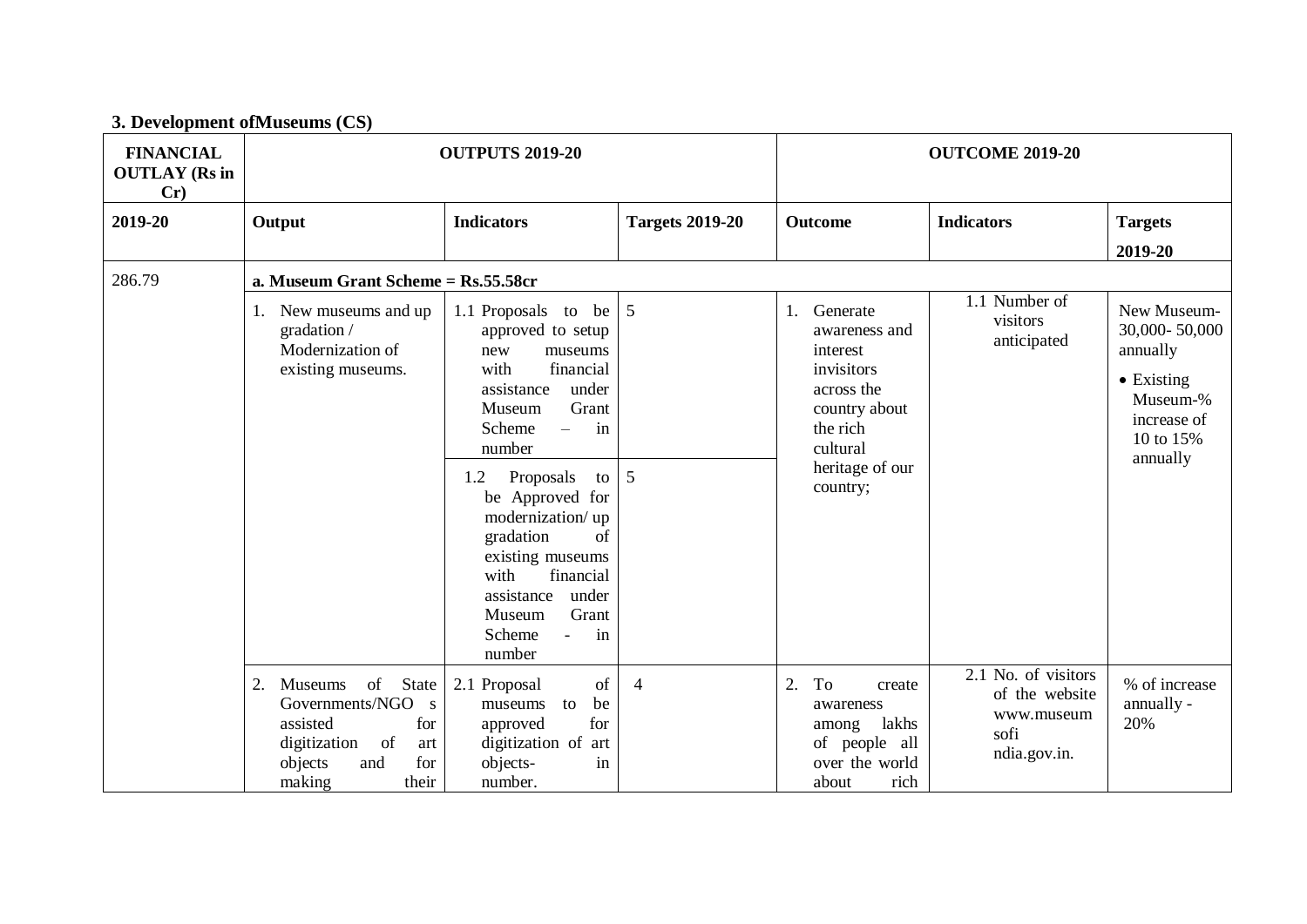### 3. Development ofMuseums (CS)

| FINANCIAL OUTLAY (Rs in Cr) | OUTPUTS 2019-20 | | | OUTCOME 2019-20 | | |
|---|---|---|---|---|---|---|
| 2019-20 | Output | Indicators | Targets 2019-20 | Outcome | Indicators | Targets 2019-20 |
| 286.79 | **a. Museum Grant Scheme = Rs.55.58cr** | | | | | |
| | 1. New museums and up gradation / Modernization of existing museums. | 1.1 Proposals to be approved to setup new museums with financial assistance under Museum Grant Scheme – in number | 5 | 1. Generate awareness and interest invisitors across the country about the rich cultural heritage of our country; | 1.1 Number of visitors anticipated | New Museum- 30,000- 50,000 annually<br>• Existing Museum-% increase of 10 to 15% annually |
| | | 1.2 Proposals to be Approved for modernization/ up gradation of existing museums with financial assistance under Museum Grant Scheme - in number | 5 | | | |
| | 2. Museums of State Governments/NGO s assisted for digitization of art objects and for making their | 2.1 Proposal of museums to be approved for digitization of art objects- in number. | 4 | 2. To create awareness among lakhs of people all over the world about rich | 2.1 No. of visitors of the website www.museum sofi ndia.gov.in. | % of increase annually - 20% |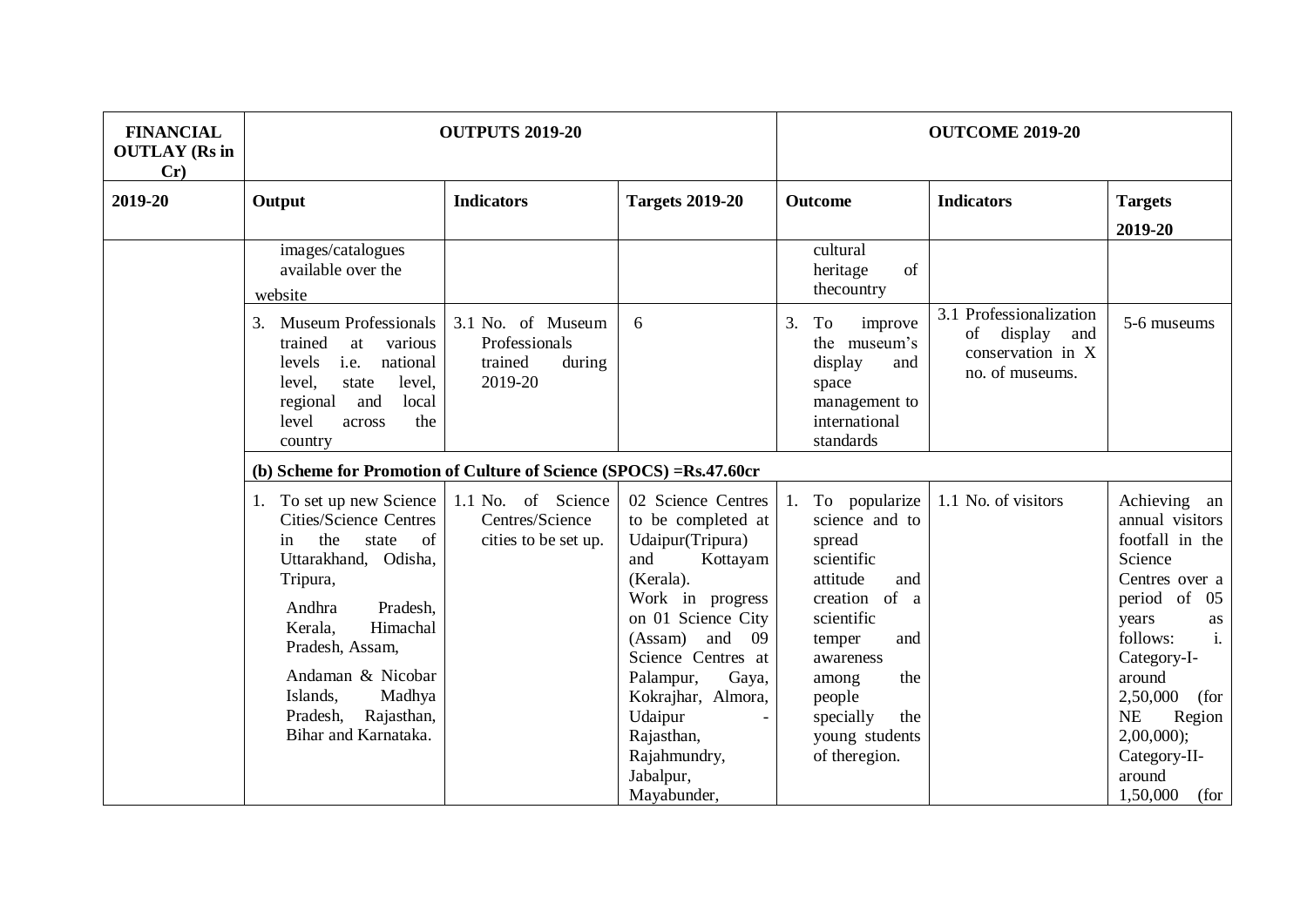| FINANCIAL OUTLAY (Rs in Cr) | OUTPUTS 2019-20 | | | OUTCOME 2019-20 | | |
|---|---|---|---|---|---|---|
| 2019-20 | Output | Indicators | Targets 2019-20 | Outcome | Indicators | Targets 2019-20 |
| | images/catalogues available over the website | | | cultural heritage of thecountry | | |
| | 3. Museum Professionals trained at various levels i.e. national level, state level, regional and local level across the country | 3.1 No. of Museum Professionals trained during 2019-20 | 6 | 3. To improve the museum's display and space management to international standards | 3.1 Professionalization of display and conservation in X no. of museums. | 5-6 museums |
| | **(b) Scheme for Promotion of Culture of Science (SPOCS) =Rs.47.60cr** | | | | | |
| | 1. To set up new Science Cities/Science Centres in the state of Uttarakhand, Odisha, Tripura, Andhra Pradesh, Kerala, Himachal Pradesh, Assam, Andaman & Nicobar Islands, Madhya Pradesh, Rajasthan, Bihar and Karnataka. | 1.1 No. of Science Centres/Science cities to be set up. | 02 Science Centres to be completed at Udaipur(Tripura) and Kottayam (Kerala). Work in progress on 01 Science City (Assam) and 09 Science Centres at Palampur, Gaya, Kokrajhar, Almora, Udaipur - Rajasthan, Rajahmundry, Jabalpur, Mayabunder, | 1. To popularize science and to spread scientific attitude and creation of a scientific temper and awareness among the people specially the young students of theregion. | 1.1 No. of visitors | Achieving an annual visitors footfall in the Science Centres over a period of 05 years as follows: i. Category-I- around 2,50,000 (for NE Region 2,00,000); Category-II- around 1,50,000 (for |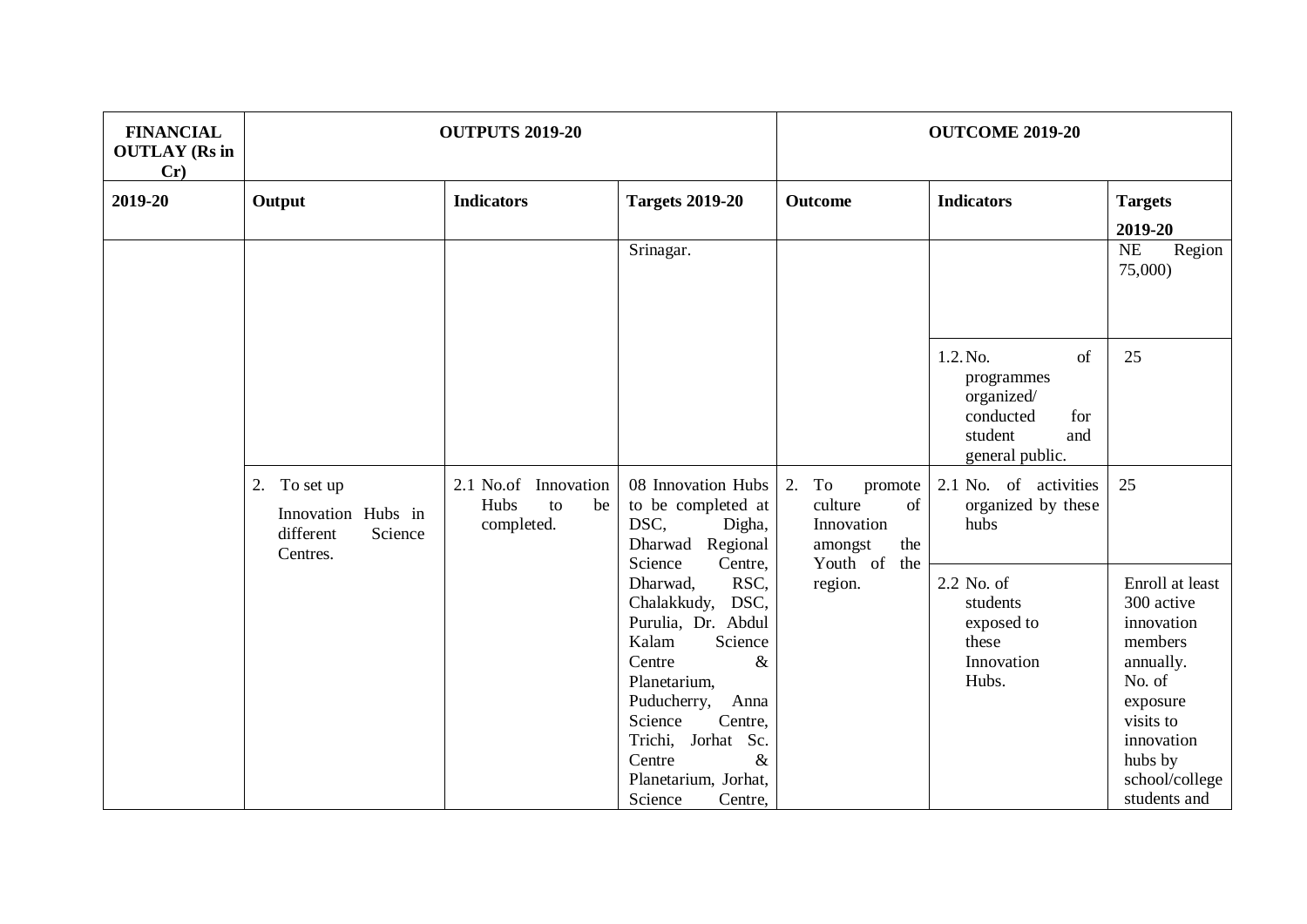| FINANCIAL OUTLAY (Rs in Cr) | OUTPUTS 2019-20 | | | OUTCOME 2019-20 | | |
|---|---|---|---|---|---|---|
| 2019-20 | Output | Indicators | Targets 2019-20 | Outcome | Indicators | Targets 2019-20 |
| | | | Srinagar. | | | NE Region 75,000) |
| | | | | | 1.2. No. of programmes organized/ conducted for student and general public. | 25 |
| | 2. To set up Innovation Hubs in different Science Centres. | 2.1 No.of Innovation Hubs to be completed. | 08 Innovation Hubs to be completed at DSC, Digha, Dharwad Regional Science Centre, Dharwad, RSC, Chalakkudy, DSC, Purulia, Dr. Abdul Kalam Science Centre & Planetarium, Puducherry, Anna Science Centre, Trichi, Jorhat Sc. Centre & Planetarium, Jorhat, Science Centre, | 2. To promote culture of Innovation amongst the Youth of the region. | 2.1 No. of activities organized by these hubs | 25 |
| | | | | | 2.2 No. of students exposed to these Innovation Hubs. | Enroll at least 300 active innovation members annually. No. of exposure visits to innovation hubs by school/college students and |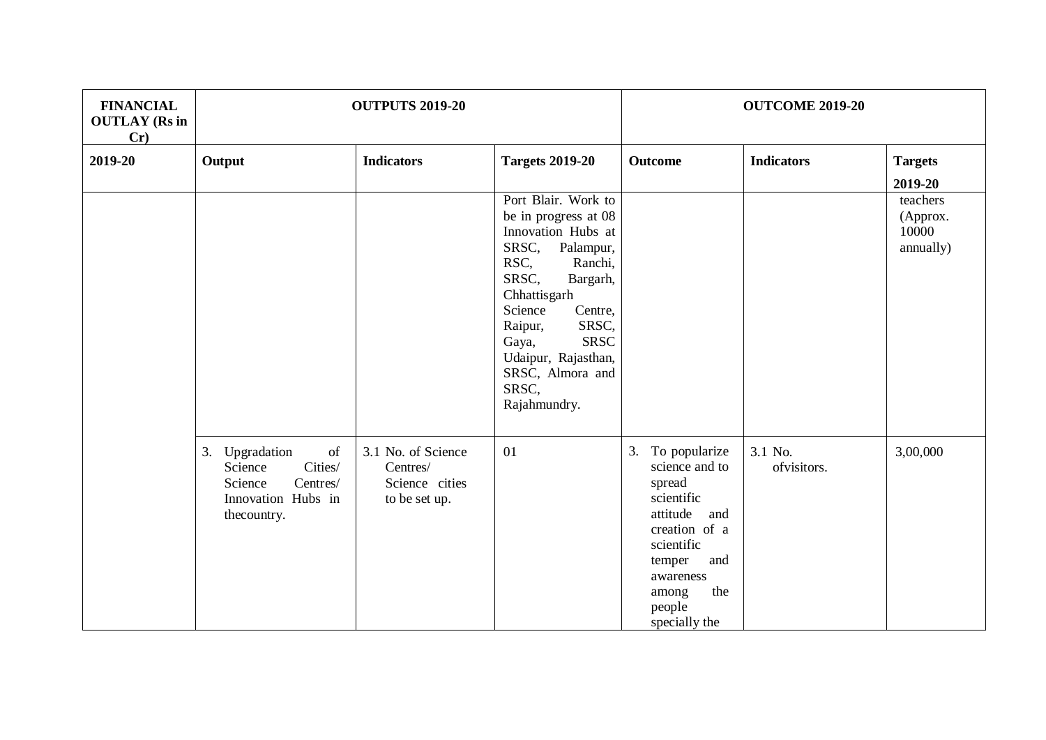| FINANCIAL OUTLAY (Rs in Cr) | OUTPUTS 2019-20 | | | OUTCOME 2019-20 | | |
|---|---|---|---|---|---|---|
| **2019-20** | **Output** | **Indicators** | **Targets 2019-20** | **Outcome** | **Indicators** | **Targets 2019-20** |
| | | | Port Blair. Work to be in progress at 08 Innovation Hubs at SRSC, Palampur, RSC, Ranchi, SRSC, Bargarh, Chhattisgarh Science Centre, Raipur, SRSC, Gaya, SRSC Udaipur, Rajasthan, SRSC, Almora and SRSC, Rajahmundry. | | | teachers (Approx. 10000 annually) |
| | 3. Upgradation of Science Cities/ Science Centres/ Innovation Hubs in thecountry. | 3.1 No. of Science Centres/ Science cities to be set up. | 01 | 3. To popularize science and to spread scientific attitude and creation of a scientific temper and awareness among the people specially the | 3.1 No. ofvisitors. | 3,00,000 |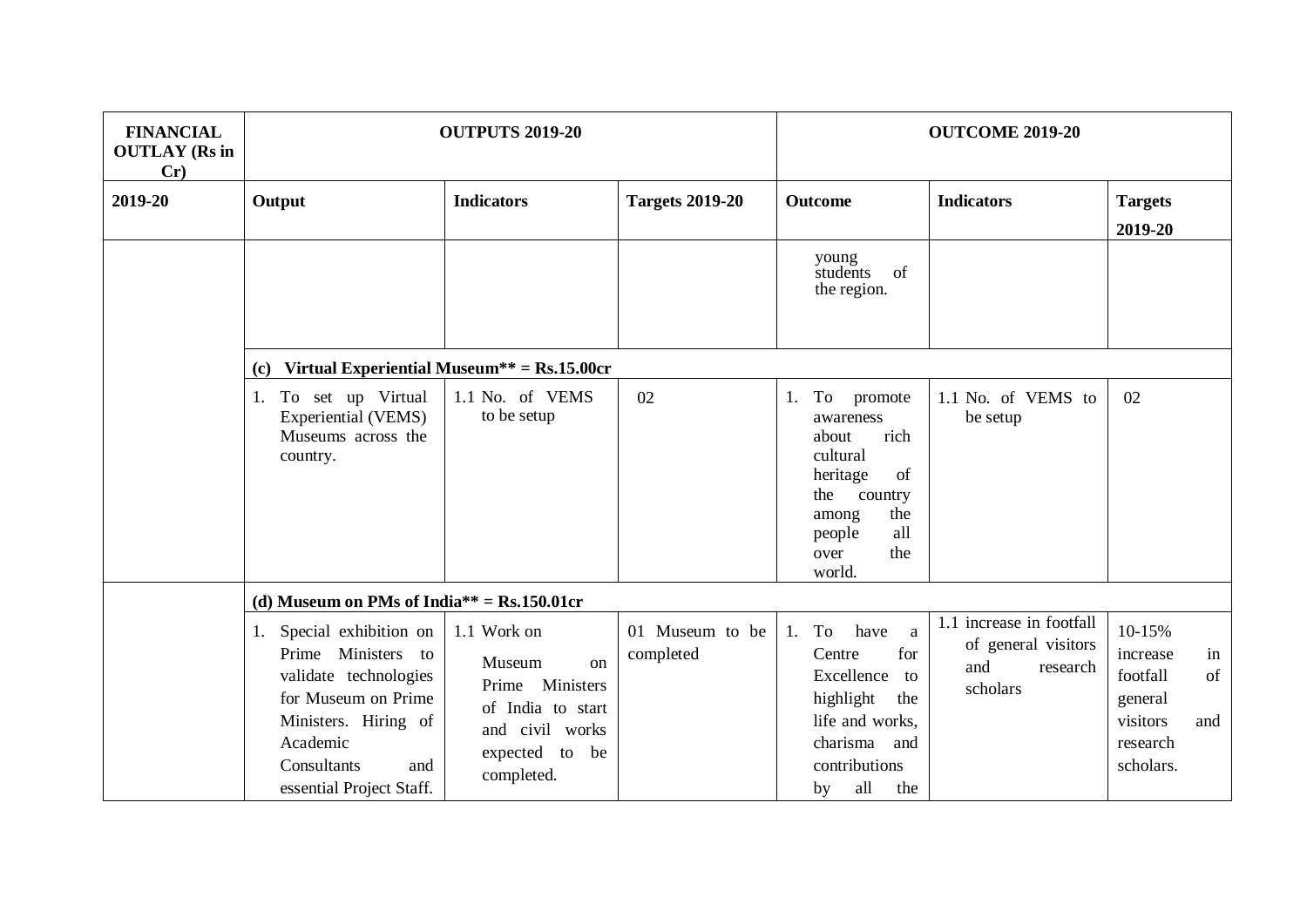| FINANCIAL OUTLAY (Rs in Cr) | OUTPUTS 2019-20 | | | OUTCOME 2019-20 | | |
|---|---|---|---|---|---|---|
| 2019-20 | Output | Indicators | Targets 2019-20 | Outcome | Indicators | Targets 2019-20 |
| | | | | young students of the region. | | |
| | **(c) Virtual Experiential Museum** = Rs.15.00cr** | | | | | |
| | 1. To set up Virtual Experiential (VEMS) Museums across the country. | 1.1 No. of VEMS to be setup | 02 | 1. To promote awareness about rich cultural heritage of the country among the people all over the world. | 1.1 No. of VEMS to be setup | 02 |
| | **(d) Museum on PMs of India** = Rs.150.01cr** | | | | | |
| | 1. Special exhibition on Prime Ministers to validate technologies for Museum on Prime Ministers. Hiring of Academic Consultants and essential Project Staff. | 1.1 Work on Museum on Prime Ministers of India to start and civil works expected to be completed. | 01 Museum to be completed | 1. To have a Centre for Excellence to highlight the life and works, charisma and contributions by all the | 1.1 increase in footfall of general visitors and research scholars | 10-15% increase in footfall of general visitors and research scholars. |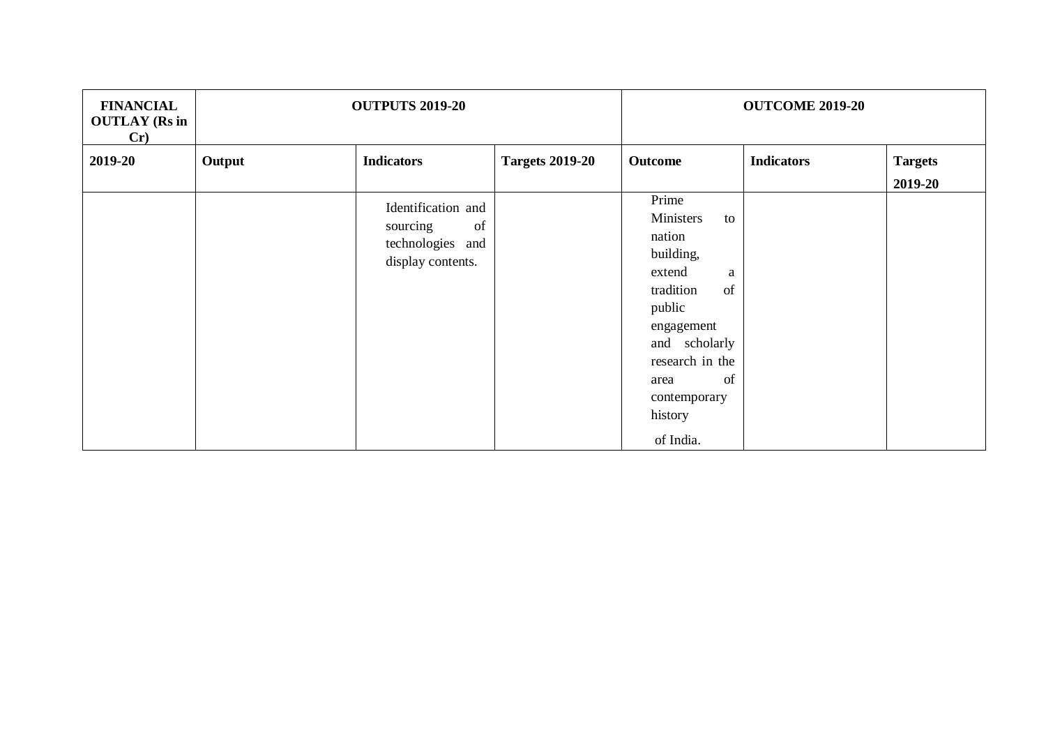| FINANCIAL OUTLAY (Rs in Cr) | OUTPUTS 2019-20 | | | OUTCOME 2019-20 | | |
|---|---|---|---|---|---|---|
| 2019-20 | Output | Indicators | Targets 2019-20 | Outcome | Indicators | Targets 2019-20 |
| | | Identification and sourcing of technologies and display contents. | | Prime Ministers to nation building, extend a tradition of public engagement and scholarly research in the area of contemporary history of India. | | |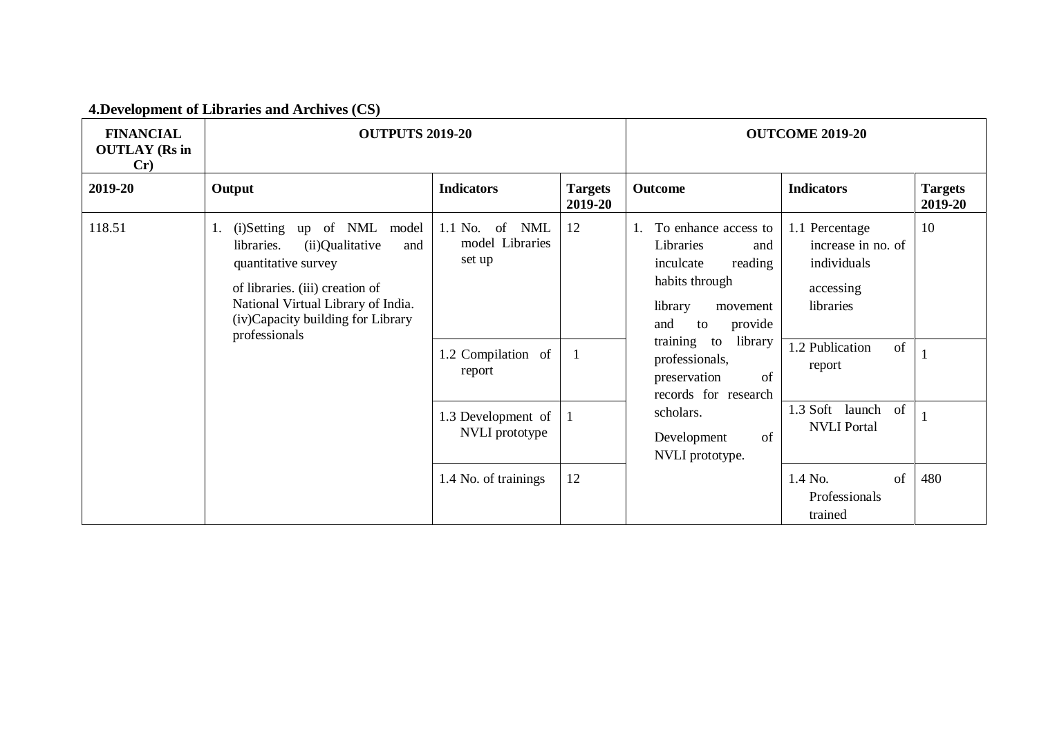**4.Development of Libraries and Archives (CS)**

| FINANCIAL OUTLAY (Rs in Cr) | OUTPUTS 2019-20 | | | OUTCOME 2019-20 | | |
|---|---|---|---|---|---|---|
| 2019-20 | Output | Indicators | Targets 2019-20 | Outcome | Indicators | Targets 2019-20 |
| 118.51 | 1. (i)Setting up of NML model libraries. (ii)Qualitative and quantitative survey of libraries. (iii) creation of National Virtual Library of India. (iv)Capacity building for Library professionals | 1.1 No. of NML model Libraries set up | 12 | 1. To enhance access to Libraries and inculcate reading habits through library movement and to provide training to library professionals, preservation of records for research scholars. Development of NVLI prototype. | 1.1 Percentage increase in no. of individuals accessing libraries | 10 |
| | | 1.2 Compilation of report | 1 | | 1.2 Publication of report | 1 |
| | | 1.3 Development of NVLI prototype | 1 | | 1.3 Soft launch of NVLI Portal | 1 |
| | | 1.4 No. of trainings | 12 | | 1.4 No. of Professionals trained | 480 |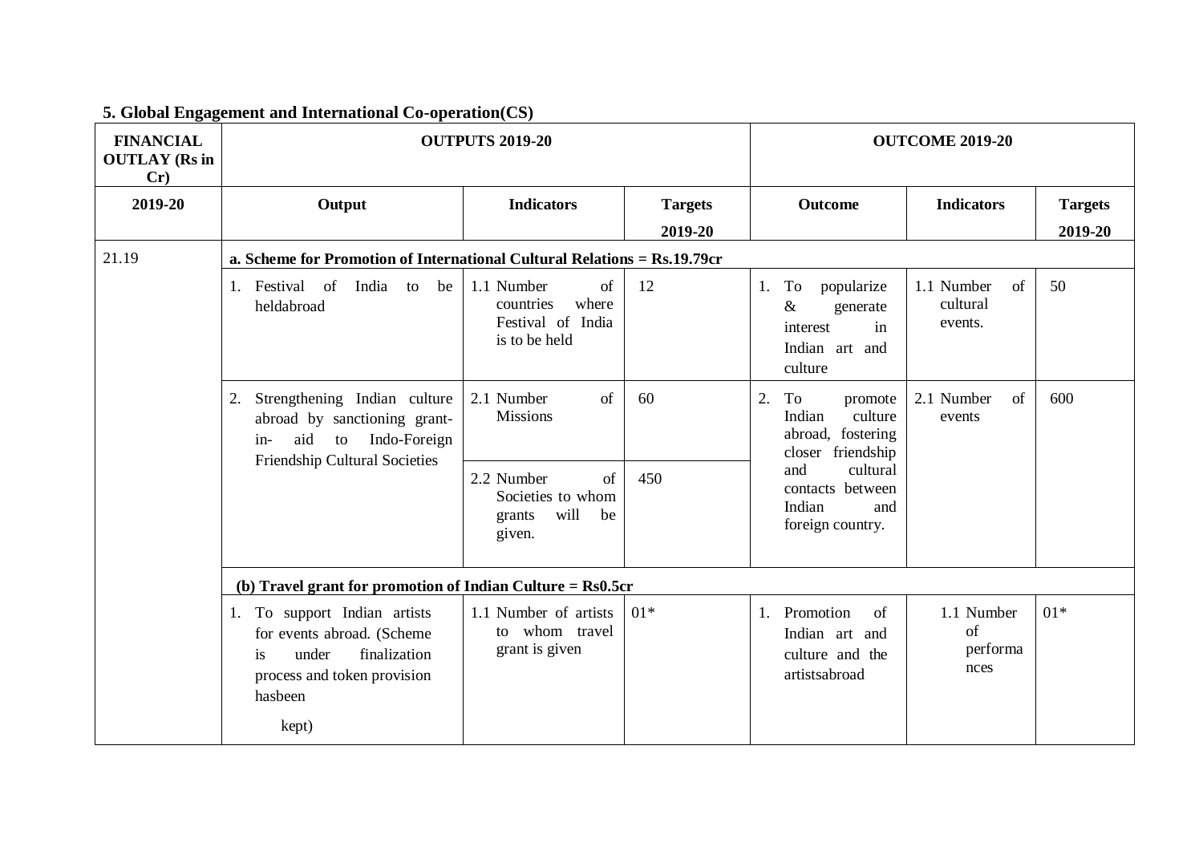## 5. Global Engagement and International Co-operation(CS)

| FINANCIAL OUTLAY (Rs in Cr) | OUTPUTS 2019-20 | | | OUTCOME 2019-20 | | |
|---|---|---|---|---|---|---|
| 2019-20 | Output | Indicators | Targets 2019-20 | Outcome | Indicators | Targets 2019-20 |
| 21.19 | **a. Scheme for Promotion of International Cultural Relations = Rs.19.79cr** | | | | | |
| | 1. Festival of India to be heldabroad | 1.1 Number of countries where Festival of India is to be held | 12 | 1. To popularize & generate interest in Indian art and culture | 1.1 Number of cultural events. | 50 |
| | 2. Strengthening Indian culture abroad by sanctioning grant-in- aid to Indo-Foreign Friendship Cultural Societies | 2.1 Number of Missions | 60 | 2. To promote Indian culture abroad, fostering closer friendship and cultural contacts between Indian and foreign country. | 2.1 Number of events | 600 |
| | | 2.2 Number of Societies to whom grants will be given. | 450 | | | |
| | **(b) Travel grant for promotion of Indian Culture = Rs0.5cr** | | | | | |
| | 1. To support Indian artists for events abroad. (Scheme is under finalization process and token provision hasbeen kept) | 1.1 Number of artists to whom travel grant is given | 01* | 1. Promotion of Indian art and culture and the artistsabroad | 1.1 Number of performances | 01* |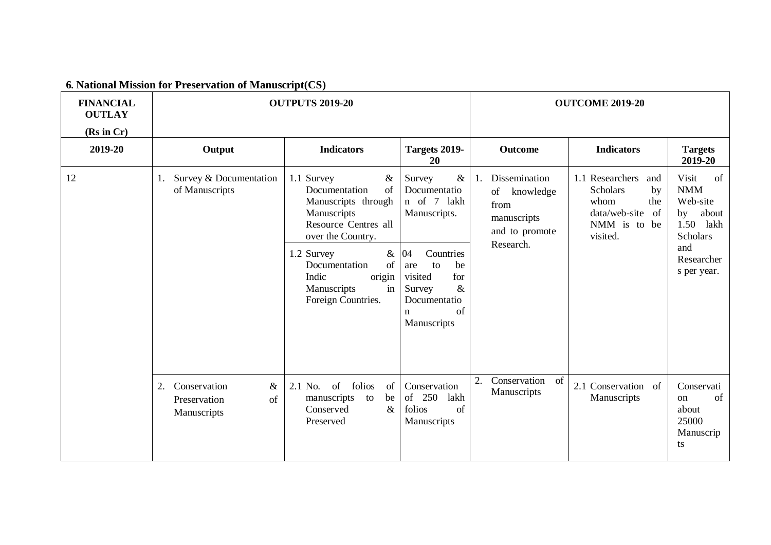**6. National Mission for Preservation of Manuscript(CS)**

| FINANCIAL OUTLAY (Rs in Cr) | OUTPUTS 2019-20 | | | OUTCOME 2019-20 | | |
|---|---|---|---|---|---|---|
| 2019-20 | Output | Indicators | Targets 2019-20 | Outcome | Indicators | Targets 2019-20 |
| 12 | 1. Survey & Documentation of Manuscripts | 1.1 Survey & Documentation of Manuscripts through Manuscripts Resource Centres all over the Country. | Survey & Documentation of 7 lakh Manuscripts. | 1. Dissemination of knowledge from manuscripts and to promote Research. | 1.1 Researchers and Scholars by whom the data/web-site of NMM is to be visited. | Visit of NMM Web-site by about 1.50 lakh Scholars and Researchers per year. |
| | | 1.2 Survey & Documentation of Indic origin Manuscripts in Foreign Countries. | 04 Countries are to be visited for Survey & Documentation of Manuscripts | | | |
| | 2. Conservation & Preservation of Manuscripts | 2.1 No. of folios of manuscripts to be Conserved & Preserved | Conservation of 250 lakh folios of Manuscripts | 2. Conservation of Manuscripts | 2.1 Conservation of Manuscripts | Conservation of about 25000 Manuscripts |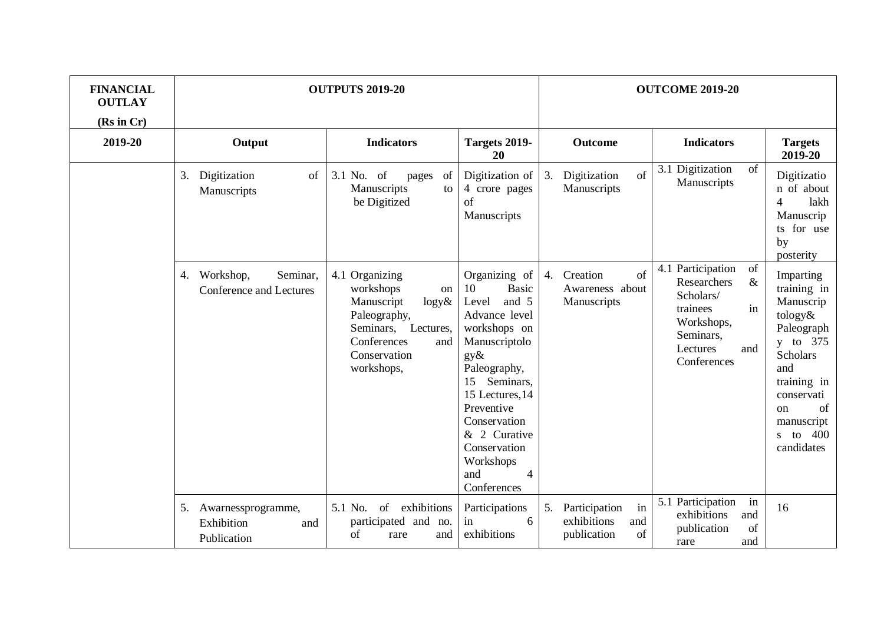| FINANCIAL OUTLAY (Rs in Cr) | OUTPUTS 2019-20 | | | OUTCOME 2019-20 | | |
|---|---|---|---|---|---|---|
| 2019-20 | Output | Indicators | Targets 2019-20 | Outcome | Indicators | Targets 2019-20 |
| | 3. Digitization of Manuscripts | 3.1 No. of pages of Manuscripts to be Digitized | Digitization of 4 crore pages of Manuscripts | 3. Digitization of Manuscripts | 3.1 Digitization of Manuscripts | Digitization of about 4 lakh Manuscripts for use by posterity |
| | 4. Workshop, Seminar, Conference and Lectures | 4.1 Organizing workshops on Manuscriptlogy& Paleography, Seminars, Lectures, Conferences and Conservation workshops, | Organizing of 10 Basic Level and 5 Advance level workshops on Manuscriptology& Paleography, 15 Seminars, 15 Lectures,14 Preventive Conservation & 2 Curative Conservation Workshops and 4 Conferences | 4. Creation of Awareness about Manuscripts | 4.1 Participation of Researchers & Scholars/ trainees in Workshops, Seminars, Lectures and Conferences | Imparting training in Manuscriptology& Paleography to 375 Scholars and training in conservation of manuscripts to 400 candidates |
| | 5. Awarnessprogramme, Exhibition and Publication | 5.1 No. of exhibitions participated and no. of rare and | Participations in 6 exhibitions | 5. Participation in exhibitions and publication of | 5.1 Participation in exhibitions and publication of rare and | 16 |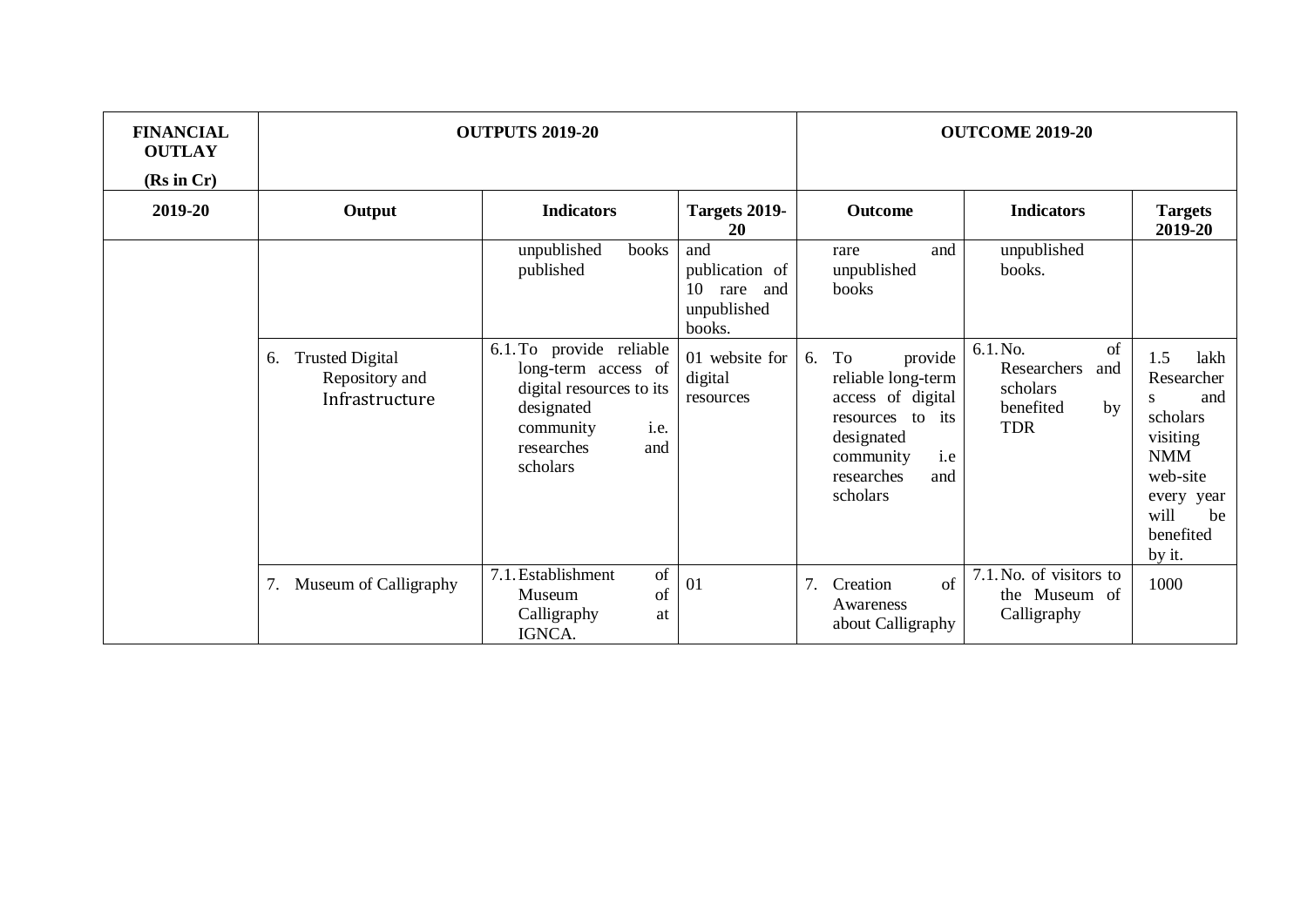| FINANCIAL OUTLAY (Rs in Cr) | OUTPUTS 2019-20 | | | OUTCOME 2019-20 | | |
|---|---|---|---|---|---|---|
| 2019-20 | Output | Indicators | Targets 2019-20 | Outcome | Indicators | Targets 2019-20 |
| | | unpublished books published | and publication of 10 rare and unpublished books. | rare and unpublished books | unpublished books. | |
| | 6. Trusted Digital Repository and Infrastructure | 6.1. To provide reliable long-term access of digital resources to its designated community i.e. researches and scholars | 01 website for digital resources | 6. To provide reliable long-term access of digital resources to its designated community i.e researches and scholars | 6.1. No. of Researchers and scholars benefited by TDR | 1.5 lakh Researchers and scholars visiting NMM web-site every year will be benefited by it. |
| | 7. Museum of Calligraphy | 7.1. Establishment of Museum of Calligraphy at IGNCA. | 01 | 7. Creation of Awareness about Calligraphy | 7.1. No. of visitors to the Museum of Calligraphy | 1000 |